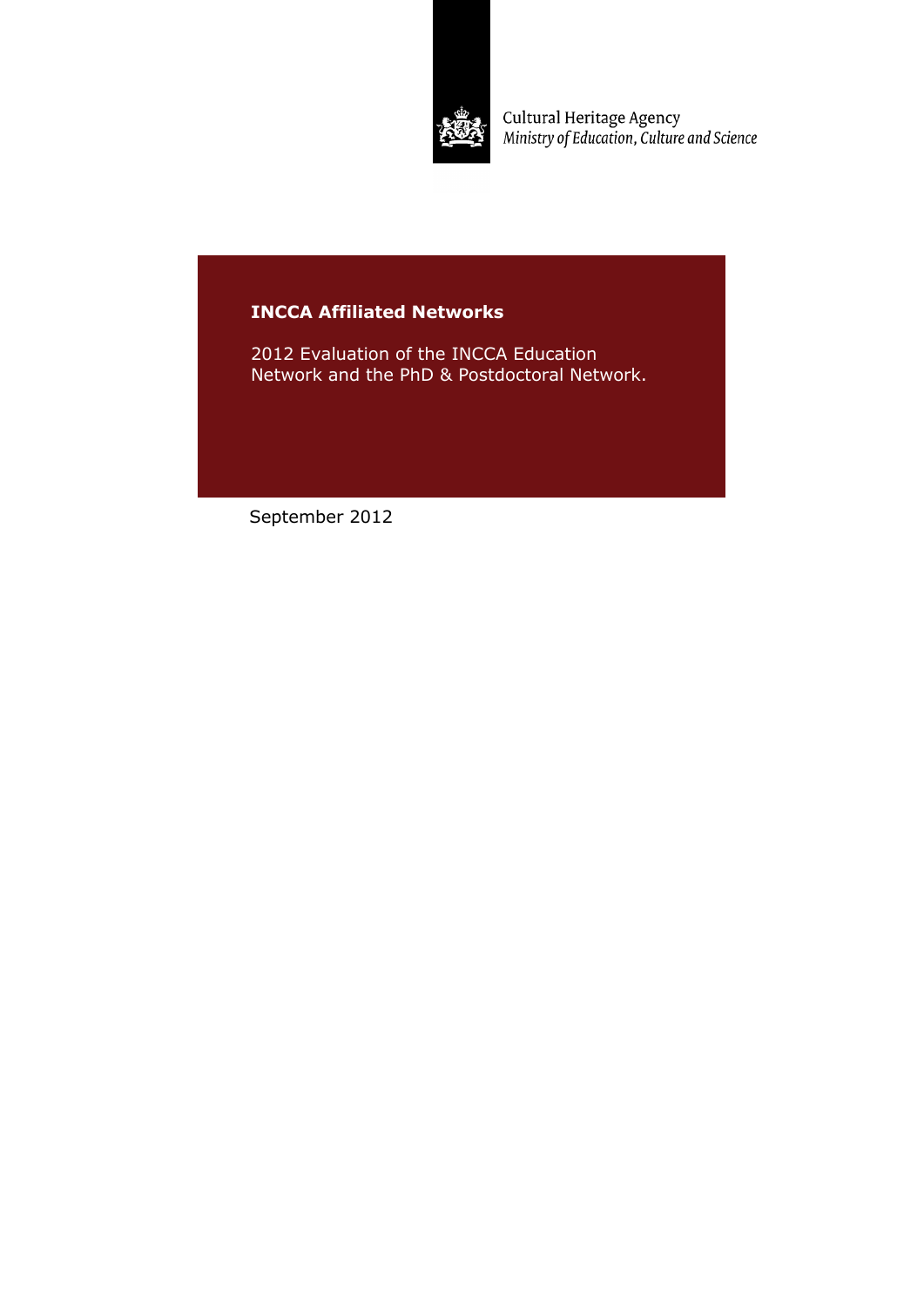Cultural Heritage Agency
*Ministry of Education, Culture and Science*

# INCCA Affiliated Networks

2012 Evaluation of the INCCA Education Network and the PhD & Postdoctoral Network.

September 2012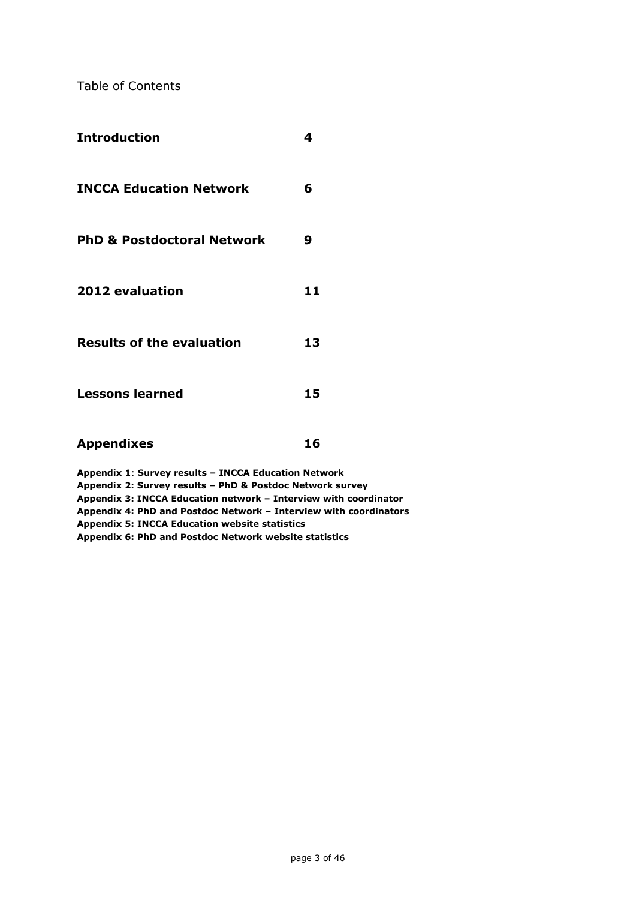Table of Contents

| | |
|---|---|
| **Introduction** | **4** |
| **INCCA Education Network** | **6** |
| **PhD & Postdoctoral Network** | **9** |
| **2012 evaluation** | **11** |
| **Results of the evaluation** | **13** |
| **Lessons learned** | **15** |
| **Appendixes** | **16** |

**Appendix 1**: **Survey results – INCCA Education Network**
**Appendix 2: Survey results – PhD & Postdoc Network survey**
**Appendix 3: INCCA Education network – Interview with coordinator**
**Appendix 4: PhD and Postdoc Network – Interview with coordinators**
**Appendix 5: INCCA Education website statistics**
**Appendix 6: PhD and Postdoc Network website statistics**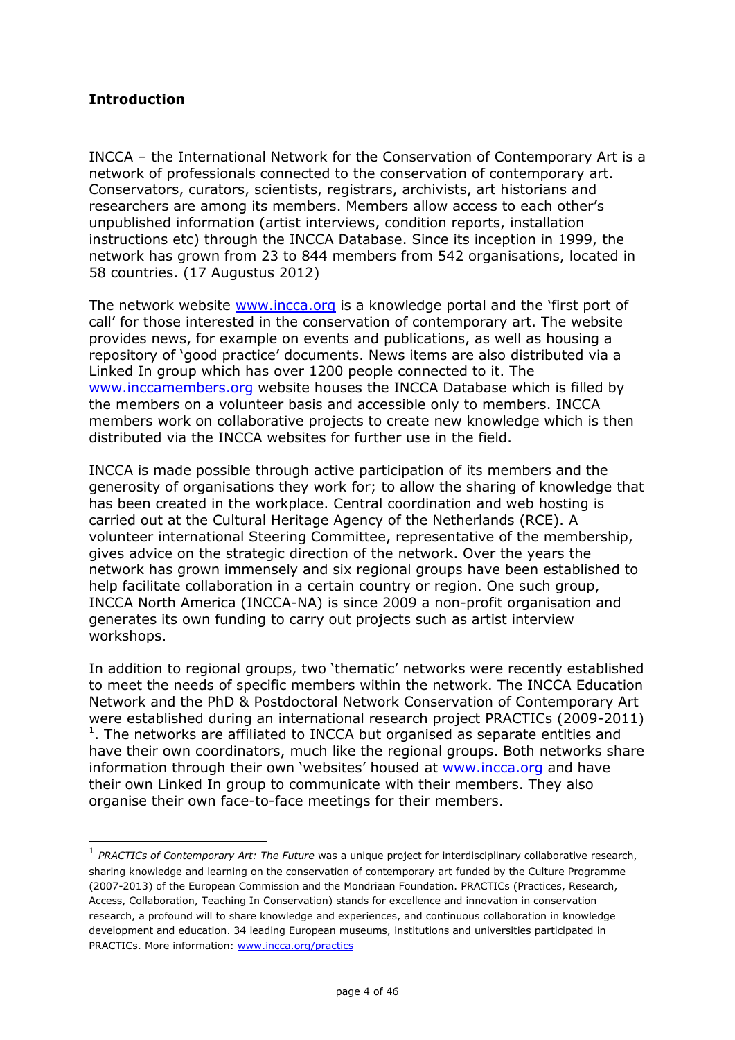## Introduction

INCCA – the International Network for the Conservation of Contemporary Art is a network of professionals connected to the conservation of contemporary art. Conservators, curators, scientists, registrars, archivists, art historians and researchers are among its members. Members allow access to each other's unpublished information (artist interviews, condition reports, installation instructions etc) through the INCCA Database. Since its inception in 1999, the network has grown from 23 to 844 members from 542 organisations, located in 58 countries. (17 Augustus 2012)

The network website www.incca.org is a knowledge portal and the 'first port of call' for those interested in the conservation of contemporary art. The website provides news, for example on events and publications, as well as housing a repository of 'good practice' documents. News items are also distributed via a Linked In group which has over 1200 people connected to it. The www.inccamembers.org website houses the INCCA Database which is filled by the members on a volunteer basis and accessible only to members. INCCA members work on collaborative projects to create new knowledge which is then distributed via the INCCA websites for further use in the field.

INCCA is made possible through active participation of its members and the generosity of organisations they work for; to allow the sharing of knowledge that has been created in the workplace. Central coordination and web hosting is carried out at the Cultural Heritage Agency of the Netherlands (RCE). A volunteer international Steering Committee, representative of the membership, gives advice on the strategic direction of the network. Over the years the network has grown immensely and six regional groups have been established to help facilitate collaboration in a certain country or region. One such group, INCCA North America (INCCA-NA) is since 2009 a non-profit organisation and generates its own funding to carry out projects such as artist interview workshops.

In addition to regional groups, two 'thematic' networks were recently established to meet the needs of specific members within the network. The INCCA Education Network and the PhD & Postdoctoral Network Conservation of Contemporary Art were established during an international research project PRACTICs (2009-2011) [1]. The networks are affiliated to INCCA but organised as separate entities and have their own coordinators, much like the regional groups. Both networks share information through their own 'websites' housed at www.incca.org and have their own Linked In group to communicate with their members. They also organise their own face-to-face meetings for their members.

---

[1] *PRACTICs of Contemporary Art: The Future* was a unique project for interdisciplinary collaborative research, sharing knowledge and learning on the conservation of contemporary art funded by the Culture Programme (2007-2013) of the European Commission and the Mondriaan Foundation. PRACTICs (Practices, Research, Access, Collaboration, Teaching In Conservation) stands for excellence and innovation in conservation research, a profound will to share knowledge and experiences, and continuous collaboration in knowledge development and education. 34 leading European museums, institutions and universities participated in PRACTICs. More information: www.incca.org/practics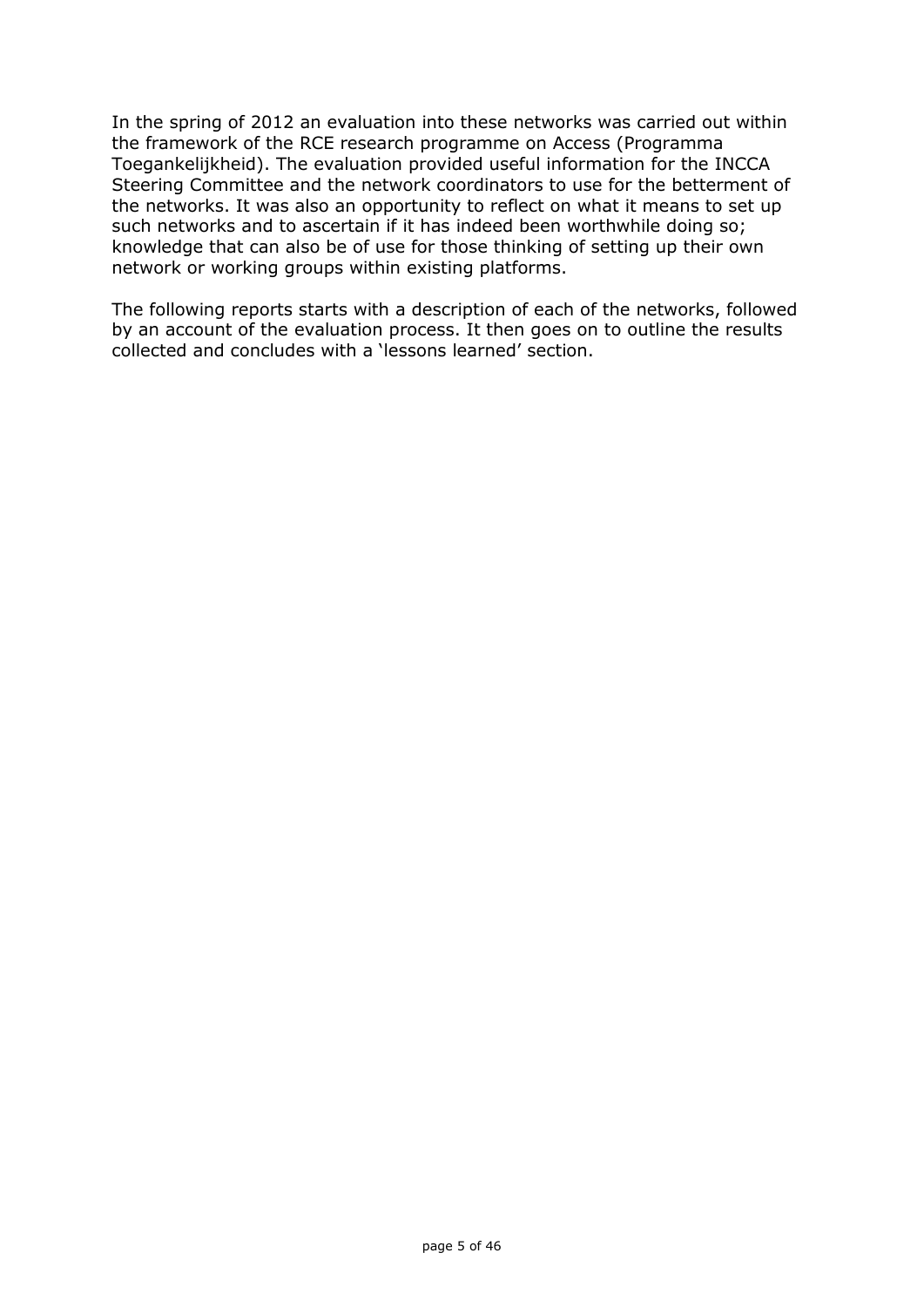In the spring of 2012 an evaluation into these networks was carried out within the framework of the RCE research programme on Access (Programma Toegankelijkheid). The evaluation provided useful information for the INCCA Steering Committee and the network coordinators to use for the betterment of the networks. It was also an opportunity to reflect on what it means to set up such networks and to ascertain if it has indeed been worthwhile doing so; knowledge that can also be of use for those thinking of setting up their own network or working groups within existing platforms.

The following reports starts with a description of each of the networks, followed by an account of the evaluation process. It then goes on to outline the results collected and concludes with a 'lessons learned' section.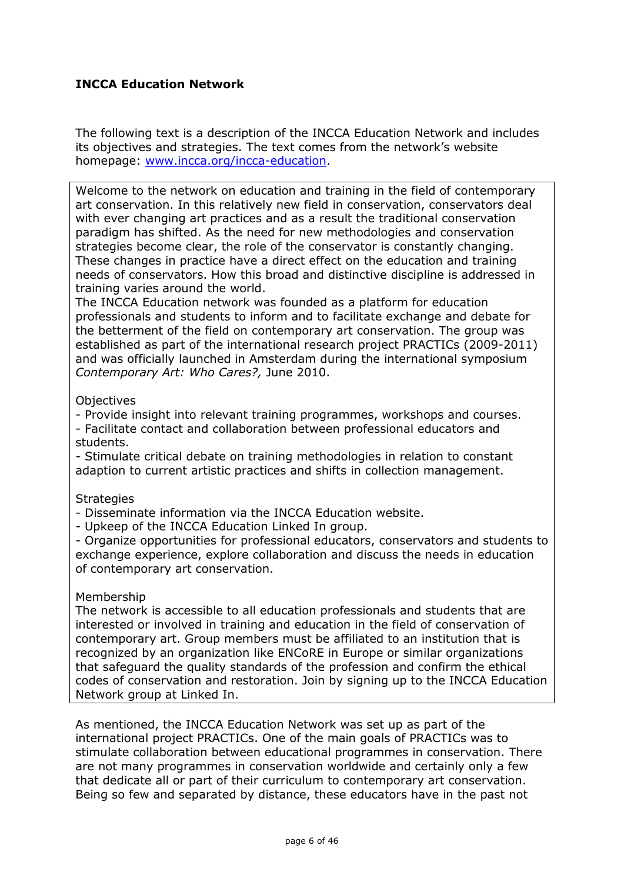**INCCA Education Network**

The following text is a description of the INCCA Education Network and includes its objectives and strategies. The text comes from the network's website homepage: [www.incca.org/incca-education](www.incca.org/incca-education).

> Welcome to the network on education and training in the field of contemporary art conservation. In this relatively new field in conservation, conservators deal with ever changing art practices and as a result the traditional conservation paradigm has shifted. As the need for new methodologies and conservation strategies become clear, the role of the conservator is constantly changing. These changes in practice have a direct effect on the education and training needs of conservators. How this broad and distinctive discipline is addressed in training varies around the world.
> The INCCA Education network was founded as a platform for education professionals and students to inform and to facilitate exchange and debate for the betterment of the field on contemporary art conservation. The group was established as part of the international research project PRACTICs (2009-2011) and was officially launched in Amsterdam during the international symposium *Contemporary Art: Who Cares?,* June 2010.
>
> Objectives
> - Provide insight into relevant training programmes, workshops and courses.
> - Facilitate contact and collaboration between professional educators and students.
> - Stimulate critical debate on training methodologies in relation to constant adaption to current artistic practices and shifts in collection management.
>
> Strategies
> - Disseminate information via the INCCA Education website.
> - Upkeep of the INCCA Education Linked In group.
> - Organize opportunities for professional educators, conservators and students to exchange experience, explore collaboration and discuss the needs in education of contemporary art conservation.
>
> Membership
> The network is accessible to all education professionals and students that are interested or involved in training and education in the field of conservation of contemporary art. Group members must be affiliated to an institution that is recognized by an organization like ENCoRE in Europe or similar organizations that safeguard the quality standards of the profession and confirm the ethical codes of conservation and restoration. Join by signing up to the INCCA Education Network group at Linked In.

As mentioned, the INCCA Education Network was set up as part of the international project PRACTICs. One of the main goals of PRACTICs was to stimulate collaboration between educational programmes in conservation. There are not many programmes in conservation worldwide and certainly only a few that dedicate all or part of their curriculum to contemporary art conservation. Being so few and separated by distance, these educators have in the past not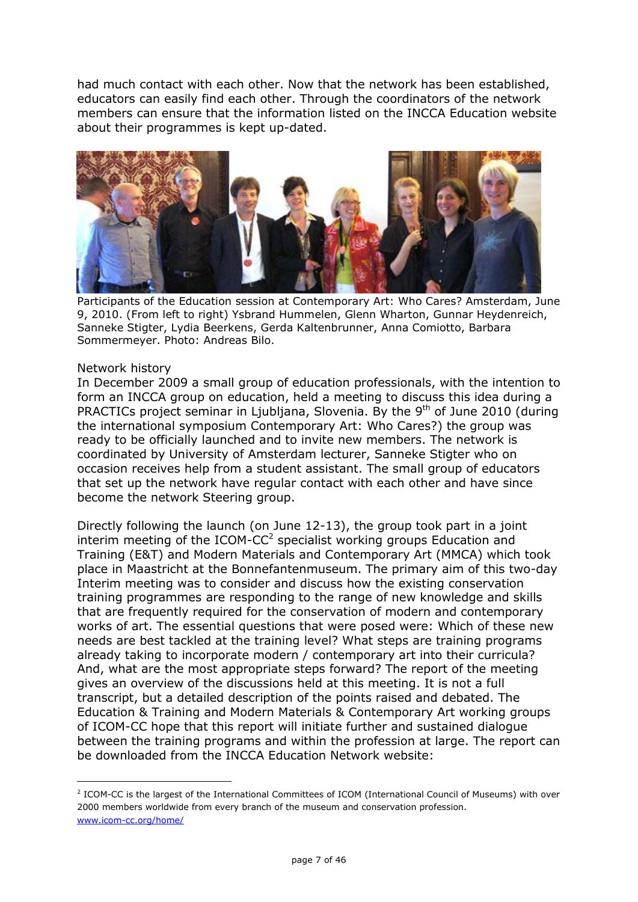had much contact with each other. Now that the network has been established, educators can easily find each other. Through the coordinators of the network members can ensure that the information listed on the INCCA Education website about their programmes is kept up-dated.

Participants of the Education session at Contemporary Art: Who Cares? Amsterdam, June 9, 2010. (From left to right) Ysbrand Hummelen, Glenn Wharton, Gunnar Heydenreich, Sanneke Stigter, Lydia Beerkens, Gerda Kaltenbrunner, Anna Comiotto, Barbara Sommermeyer. Photo: Andreas Bilo.

## Network history

In December 2009 a small group of education professionals, with the intention to form an INCCA group on education, held a meeting to discuss this idea during a PRACTICs project seminar in Ljubljana, Slovenia. By the 9th of June 2010 (during the international symposium Contemporary Art: Who Cares?) the group was ready to be officially launched and to invite new members. The network is coordinated by University of Amsterdam lecturer, Sanneke Stigter who on occasion receives help from a student assistant. The small group of educators that set up the network have regular contact with each other and have since become the network Steering group.

Directly following the launch (on June 12-13), the group took part in a joint interim meeting of the ICOM-CC[2] specialist working groups Education and Training (E&T) and Modern Materials and Contemporary Art (MMCA) which took place in Maastricht at the Bonnefantenmuseum. The primary aim of this two-day Interim meeting was to consider and discuss how the existing conservation training programmes are responding to the range of new knowledge and skills that are frequently required for the conservation of modern and contemporary works of art. The essential questions that were posed were: Which of these new needs are best tackled at the training level? What steps are training programs already taking to incorporate modern / contemporary art into their curricula? And, what are the most appropriate steps forward? The report of the meeting gives an overview of the discussions held at this meeting. It is not a full transcript, but a detailed description of the points raised and debated. The Education & Training and Modern Materials & Contemporary Art working groups of ICOM-CC hope that this report will initiate further and sustained dialogue between the training programs and within the profession at large. The report can be downloaded from the INCCA Education Network website:

---

[2] ICOM-CC is the largest of the International Committees of ICOM (International Council of Museums) with over 2000 members worldwide from every branch of the museum and conservation profession. www.icom-cc.org/home/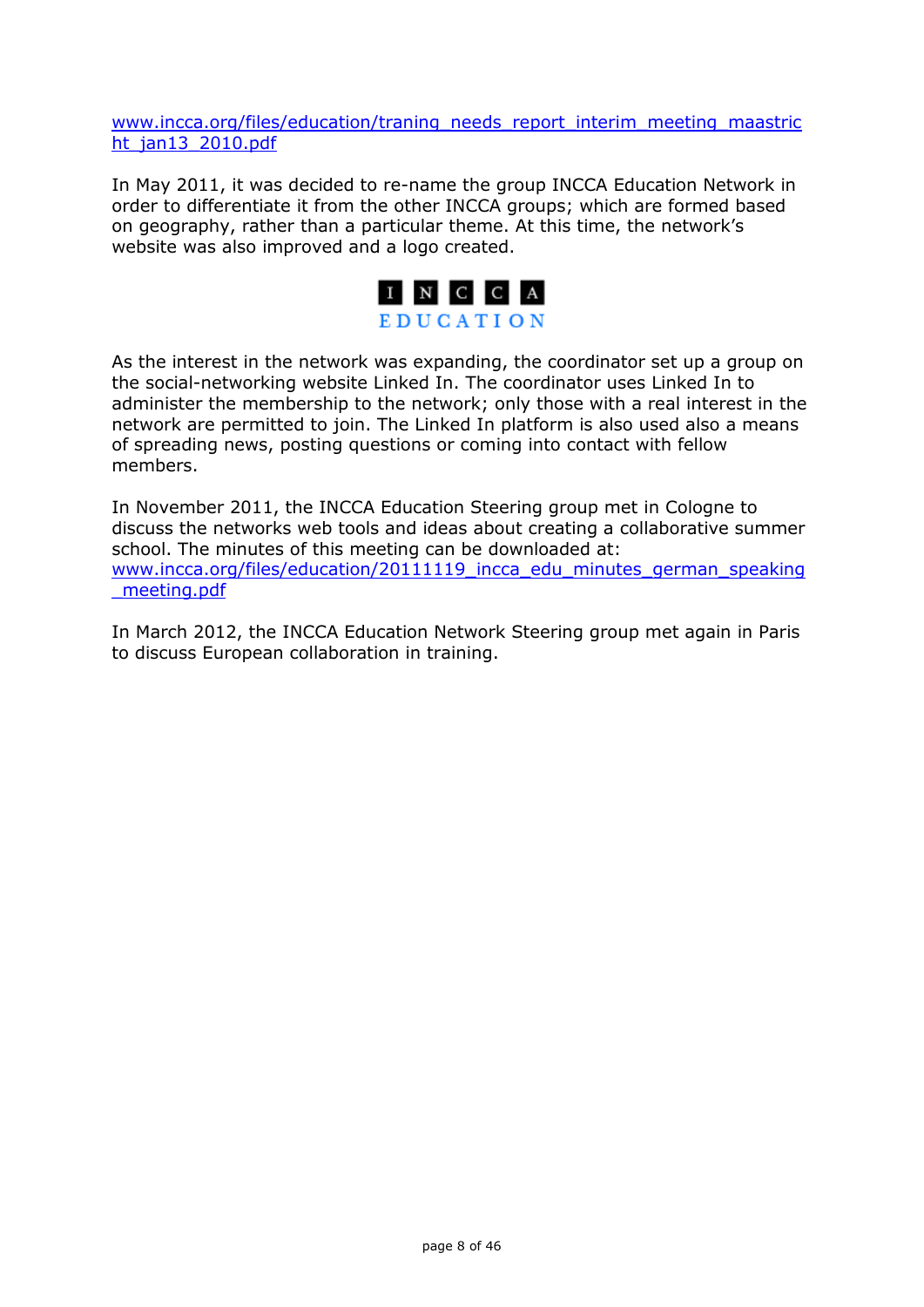www.incca.org/files/education/traning_needs_report_interim_meeting_maastricht_jan13_2010.pdf

In May 2011, it was decided to re-name the group INCCA Education Network in order to differentiate it from the other INCCA groups; which are formed based on geography, rather than a particular theme. At this time, the network's website was also improved and a logo created.

I N C C A
EDUCATION

As the interest in the network was expanding, the coordinator set up a group on the social-networking website Linked In. The coordinator uses Linked In to administer the membership to the network; only those with a real interest in the network are permitted to join. The Linked In platform is also used also a means of spreading news, posting questions or coming into contact with fellow members.

In November 2011, the INCCA Education Steering group met in Cologne to discuss the networks web tools and ideas about creating a collaborative summer school. The minutes of this meeting can be downloaded at: www.incca.org/files/education/20111119_incca_edu_minutes_german_speaking_meeting.pdf

In March 2012, the INCCA Education Network Steering group met again in Paris to discuss European collaboration in training.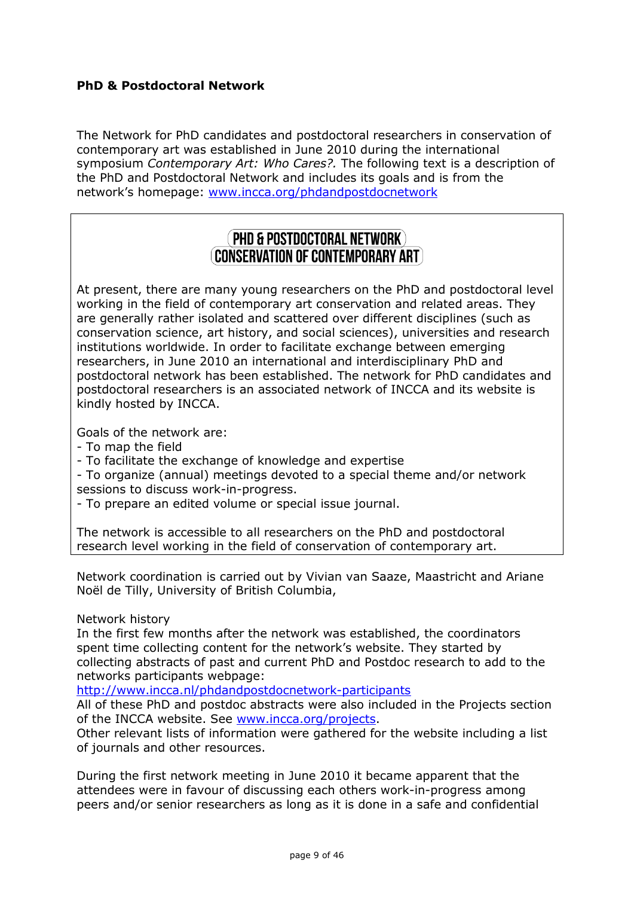**PhD & Postdoctoral Network**

The Network for PhD candidates and postdoctoral researchers in conservation of contemporary art was established in June 2010 during the international symposium *Contemporary Art: Who Cares?.* The following text is a description of the PhD and Postdoctoral Network and includes its goals and is from the network's homepage: [www.incca.org/phdandpostdocnetwork](www.incca.org/phdandpostdocnetwork)

> **PHD & POSTDOCTORAL NETWORK**
> **CONSERVATION OF CONTEMPORARY ART**
>
> At present, there are many young researchers on the PhD and postdoctoral level working in the field of contemporary art conservation and related areas. They are generally rather isolated and scattered over different disciplines (such as conservation science, art history, and social sciences), universities and research institutions worldwide. In order to facilitate exchange between emerging researchers, in June 2010 an international and interdisciplinary PhD and postdoctoral network has been established. The network for PhD candidates and postdoctoral researchers is an associated network of INCCA and its website is kindly hosted by INCCA.
>
> Goals of the network are:
>
> - To map the field
> - To facilitate the exchange of knowledge and expertise
> - To organize (annual) meetings devoted to a special theme and/or network sessions to discuss work-in-progress.
> - To prepare an edited volume or special issue journal.
>
> The network is accessible to all researchers on the PhD and postdoctoral research level working in the field of conservation of contemporary art.

Network coordination is carried out by Vivian van Saaze, Maastricht and Ariane Noël de Tilly, University of British Columbia,

Network history

In the first few months after the network was established, the coordinators spent time collecting content for the network's website. They started by collecting abstracts of past and current PhD and Postdoc research to add to the networks participants webpage:
[http://www.incca.nl/phdandpostdocnetwork-participants](http://www.incca.nl/phdandpostdocnetwork-participants)
All of these PhD and postdoc abstracts were also included in the Projects section of the INCCA website. See [www.incca.org/projects](www.incca.org/projects).
Other relevant lists of information were gathered for the website including a list of journals and other resources.

During the first network meeting in June 2010 it became apparent that the attendees were in favour of discussing each others work-in-progress among peers and/or senior researchers as long as it is done in a safe and confidential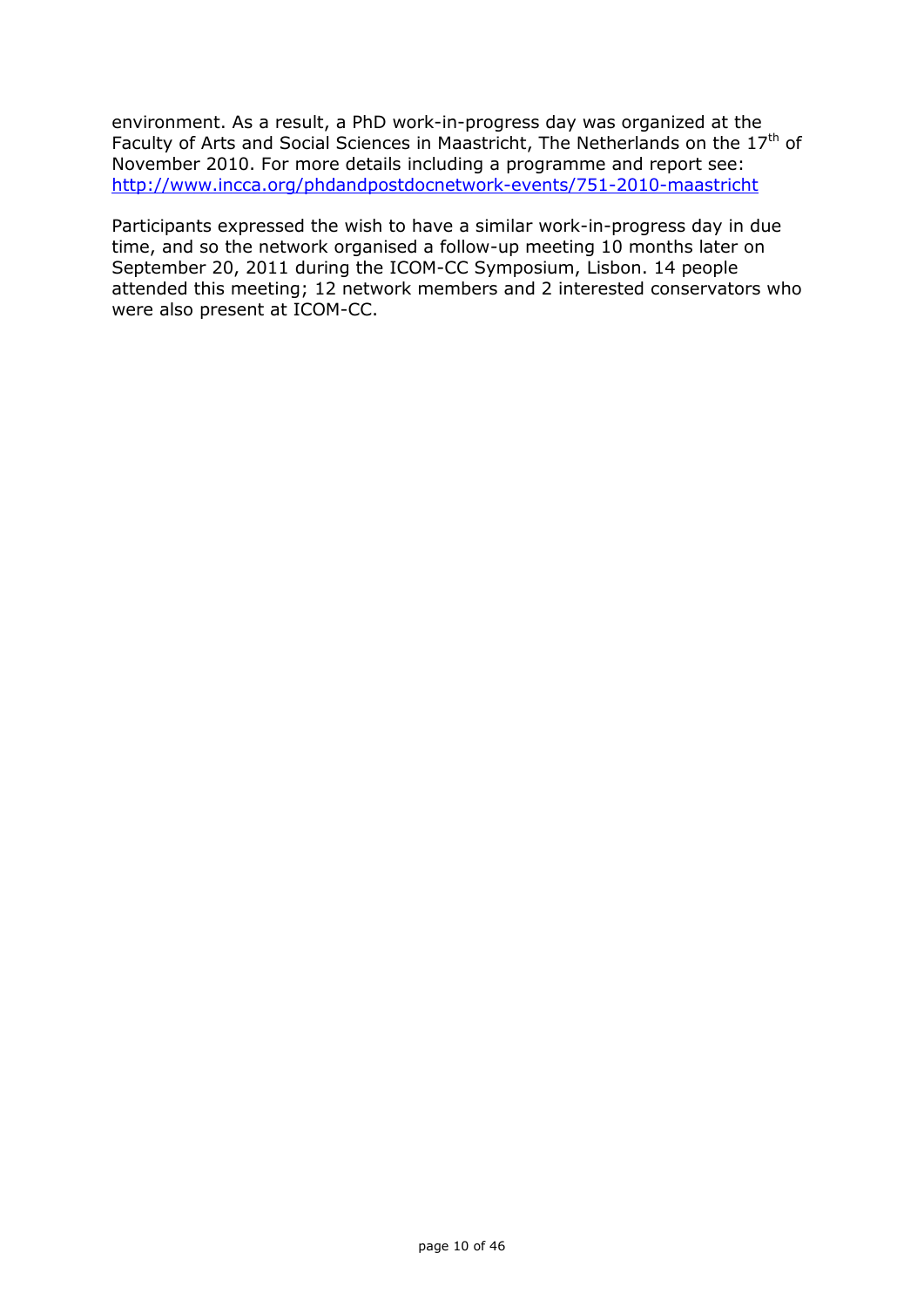environment. As a result, a PhD work-in-progress day was organized at the Faculty of Arts and Social Sciences in Maastricht, The Netherlands on the 17th of November 2010. For more details including a programme and report see: http://www.incca.org/phdandpostdocnetwork-events/751-2010-maastricht

Participants expressed the wish to have a similar work-in-progress day in due time, and so the network organised a follow-up meeting 10 months later on September 20, 2011 during the ICOM-CC Symposium, Lisbon. 14 people attended this meeting; 12 network members and 2 interested conservators who were also present at ICOM-CC.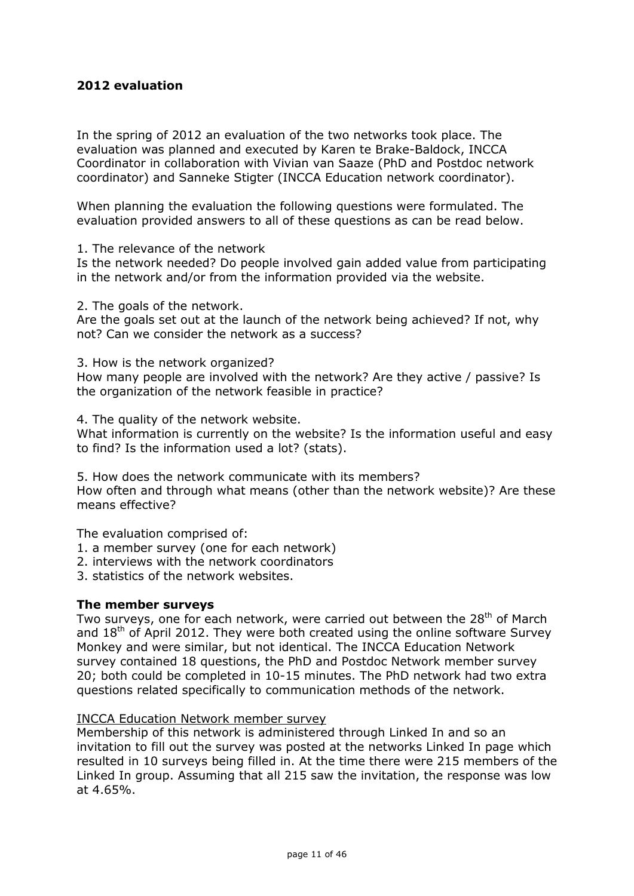## 2012 evaluation

In the spring of 2012 an evaluation of the two networks took place. The evaluation was planned and executed by Karen te Brake-Baldock, INCCA Coordinator in collaboration with Vivian van Saaze (PhD and Postdoc network coordinator) and Sanneke Stigter (INCCA Education network coordinator).

When planning the evaluation the following questions were formulated. The evaluation provided answers to all of these questions as can be read below.

1. The relevance of the network
Is the network needed? Do people involved gain added value from participating in the network and/or from the information provided via the website.

2. The goals of the network.
Are the goals set out at the launch of the network being achieved? If not, why not? Can we consider the network as a success?

3. How is the network organized?
How many people are involved with the network? Are they active / passive? Is the organization of the network feasible in practice?

4. The quality of the network website.
What information is currently on the website? Is the information useful and easy to find? Is the information used a lot? (stats).

5. How does the network communicate with its members?
How often and through what means (other than the network website)? Are these means effective?

The evaluation comprised of:
1. a member survey (one for each network)
2. interviews with the network coordinators
3. statistics of the network websites.

### The member surveys

Two surveys, one for each network, were carried out between the 28th of March and 18th of April 2012. They were both created using the online software Survey Monkey and were similar, but not identical. The INCCA Education Network survey contained 18 questions, the PhD and Postdoc Network member survey 20; both could be completed in 10-15 minutes. The PhD network had two extra questions related specifically to communication methods of the network.

#### INCCA Education Network member survey

Membership of this network is administered through Linked In and so an invitation to fill out the survey was posted at the networks Linked In page which resulted in 10 surveys being filled in. At the time there were 215 members of the Linked In group. Assuming that all 215 saw the invitation, the response was low at 4.65%.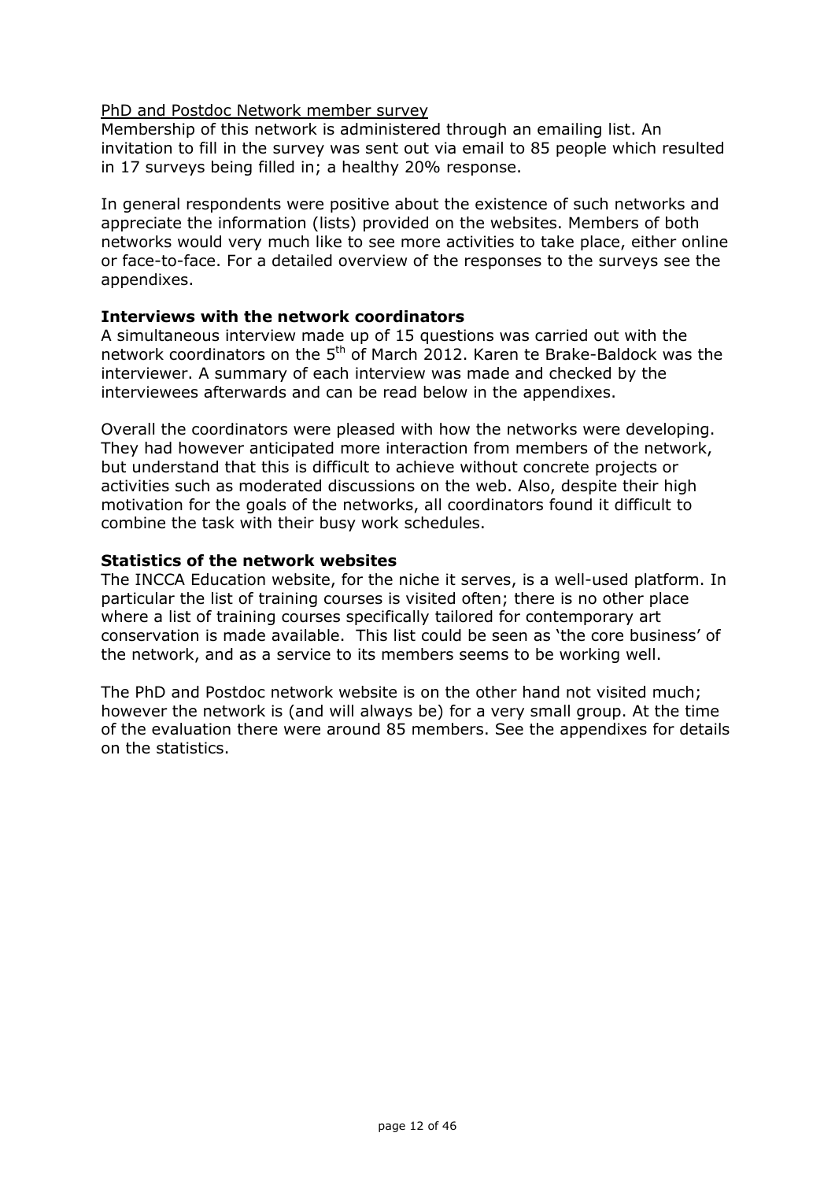PhD and Postdoc Network member survey

Membership of this network is administered through an emailing list. An invitation to fill in the survey was sent out via email to 85 people which resulted in 17 surveys being filled in; a healthy 20% response.

In general respondents were positive about the existence of such networks and appreciate the information (lists) provided on the websites. Members of both networks would very much like to see more activities to take place, either online or face-to-face. For a detailed overview of the responses to the surveys see the appendixes.

**Interviews with the network coordinators**

A simultaneous interview made up of 15 questions was carried out with the network coordinators on the 5th of March 2012. Karen te Brake-Baldock was the interviewer. A summary of each interview was made and checked by the interviewees afterwards and can be read below in the appendixes.

Overall the coordinators were pleased with how the networks were developing. They had however anticipated more interaction from members of the network, but understand that this is difficult to achieve without concrete projects or activities such as moderated discussions on the web. Also, despite their high motivation for the goals of the networks, all coordinators found it difficult to combine the task with their busy work schedules.

**Statistics of the network websites**

The INCCA Education website, for the niche it serves, is a well-used platform. In particular the list of training courses is visited often; there is no other place where a list of training courses specifically tailored for contemporary art conservation is made available. This list could be seen as 'the core business' of the network, and as a service to its members seems to be working well.

The PhD and Postdoc network website is on the other hand not visited much; however the network is (and will always be) for a very small group. At the time of the evaluation there were around 85 members. See the appendixes for details on the statistics.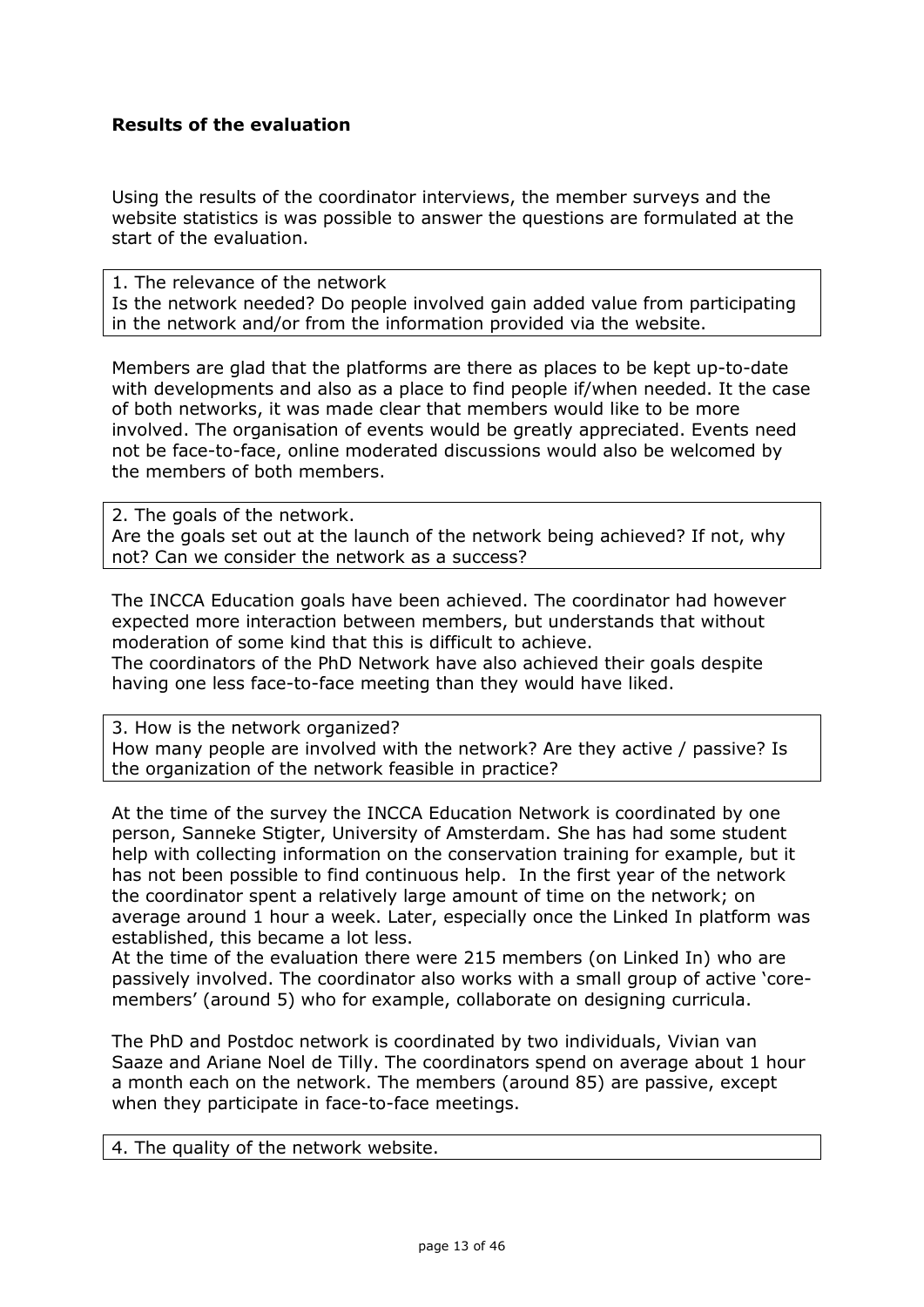**Results of the evaluation**

Using the results of the coordinator interviews, the member surveys and the website statistics is was possible to answer the questions are formulated at the start of the evaluation.

| 1. The relevance of the network<br>Is the network needed? Do people involved gain added value from participating in the network and/or from the information provided via the website. |
|---|

Members are glad that the platforms are there as places to be kept up-to-date with developments and also as a place to find people if/when needed. It the case of both networks, it was made clear that members would like to be more involved. The organisation of events would be greatly appreciated. Events need not be face-to-face, online moderated discussions would also be welcomed by the members of both members.

| 2. The goals of the network.<br>Are the goals set out at the launch of the network being achieved? If not, why not? Can we consider the network as a success? |
|---|

The INCCA Education goals have been achieved. The coordinator had however expected more interaction between members, but understands that without moderation of some kind that this is difficult to achieve.
The coordinators of the PhD Network have also achieved their goals despite having one less face-to-face meeting than they would have liked.

| 3. How is the network organized?<br>How many people are involved with the network? Are they active / passive? Is the organization of the network feasible in practice? |
|---|

At the time of the survey the INCCA Education Network is coordinated by one person, Sanneke Stigter, University of Amsterdam. She has had some student help with collecting information on the conservation training for example, but it has not been possible to find continuous help. In the first year of the network the coordinator spent a relatively large amount of time on the network; on average around 1 hour a week. Later, especially once the Linked In platform was established, this became a lot less.
At the time of the evaluation there were 215 members (on Linked In) who are passively involved. The coordinator also works with a small group of active 'core-members' (around 5) who for example, collaborate on designing curricula.

The PhD and Postdoc network is coordinated by two individuals, Vivian van Saaze and Ariane Noel de Tilly. The coordinators spend on average about 1 hour a month each on the network. The members (around 85) are passive, except when they participate in face-to-face meetings.

| 4. The quality of the network website. |
|---|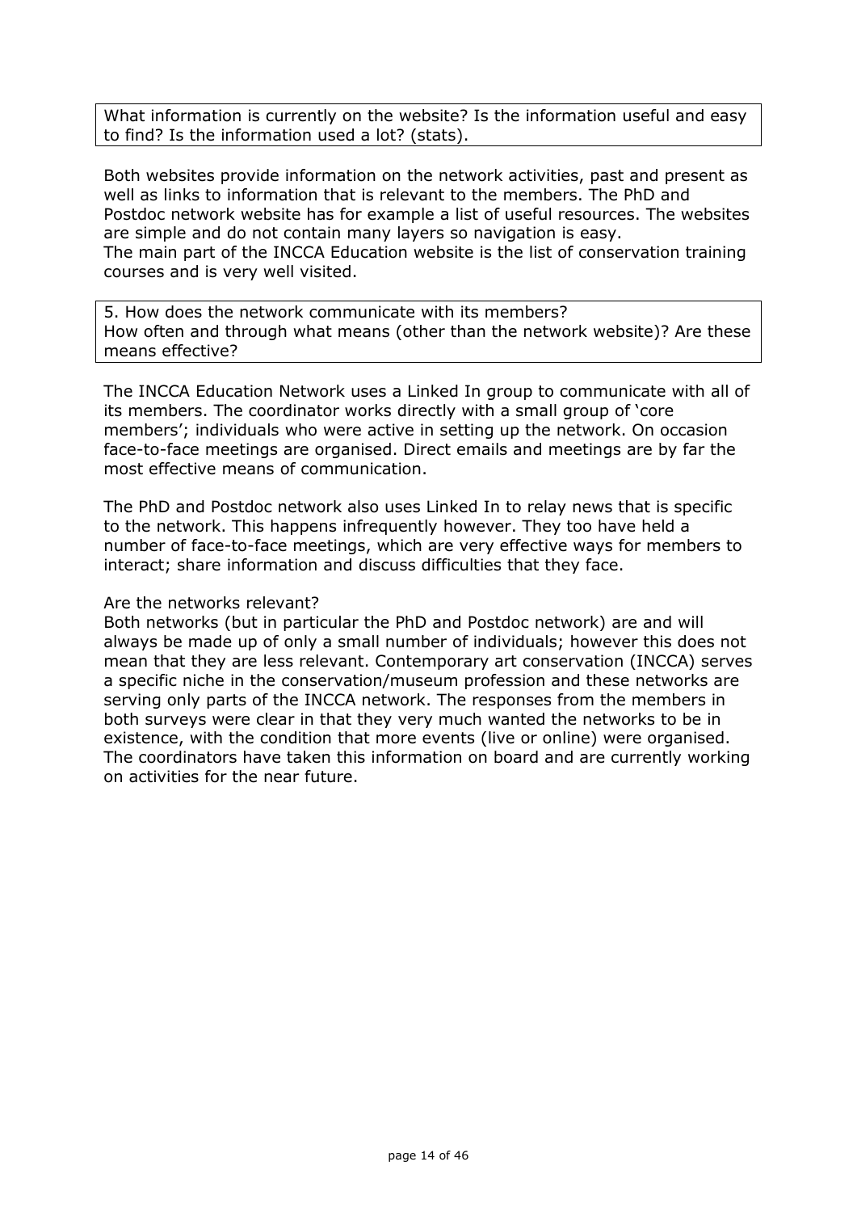What information is currently on the website? Is the information useful and easy to find? Is the information used a lot? (stats).

Both websites provide information on the network activities, past and present as well as links to information that is relevant to the members. The PhD and Postdoc network website has for example a list of useful resources. The websites are simple and do not contain many layers so navigation is easy.
The main part of the INCCA Education website is the list of conservation training courses and is very well visited.

5. How does the network communicate with its members?
How often and through what means (other than the network website)? Are these means effective?

The INCCA Education Network uses a Linked In group to communicate with all of its members. The coordinator works directly with a small group of 'core members'; individuals who were active in setting up the network. On occasion face-to-face meetings are organised. Direct emails and meetings are by far the most effective means of communication.

The PhD and Postdoc network also uses Linked In to relay news that is specific to the network. This happens infrequently however. They too have held a number of face-to-face meetings, which are very effective ways for members to interact; share information and discuss difficulties that they face.

Are the networks relevant?
Both networks (but in particular the PhD and Postdoc network) are and will always be made up of only a small number of individuals; however this does not mean that they are less relevant. Contemporary art conservation (INCCA) serves a specific niche in the conservation/museum profession and these networks are serving only parts of the INCCA network. The responses from the members in both surveys were clear in that they very much wanted the networks to be in existence, with the condition that more events (live or online) were organised. The coordinators have taken this information on board and are currently working on activities for the near future.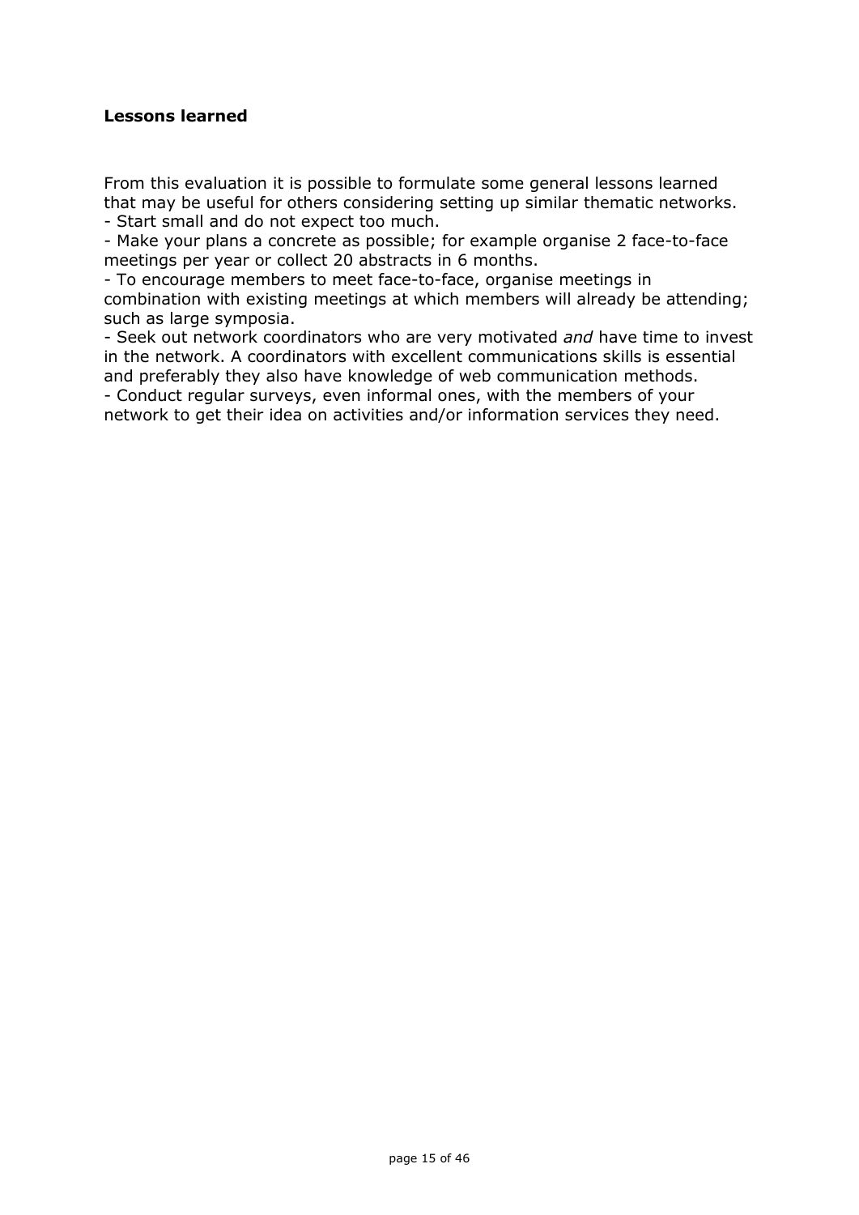**Lessons learned**

From this evaluation it is possible to formulate some general lessons learned that may be useful for others considering setting up similar thematic networks.

- Start small and do not expect too much.
- Make your plans a concrete as possible; for example organise 2 face-to-face meetings per year or collect 20 abstracts in 6 months.
- To encourage members to meet face-to-face, organise meetings in combination with existing meetings at which members will already be attending; such as large symposia.
- Seek out network coordinators who are very motivated *and* have time to invest in the network. A coordinators with excellent communications skills is essential and preferably they also have knowledge of web communication methods.
- Conduct regular surveys, even informal ones, with the members of your network to get their idea on activities and/or information services they need.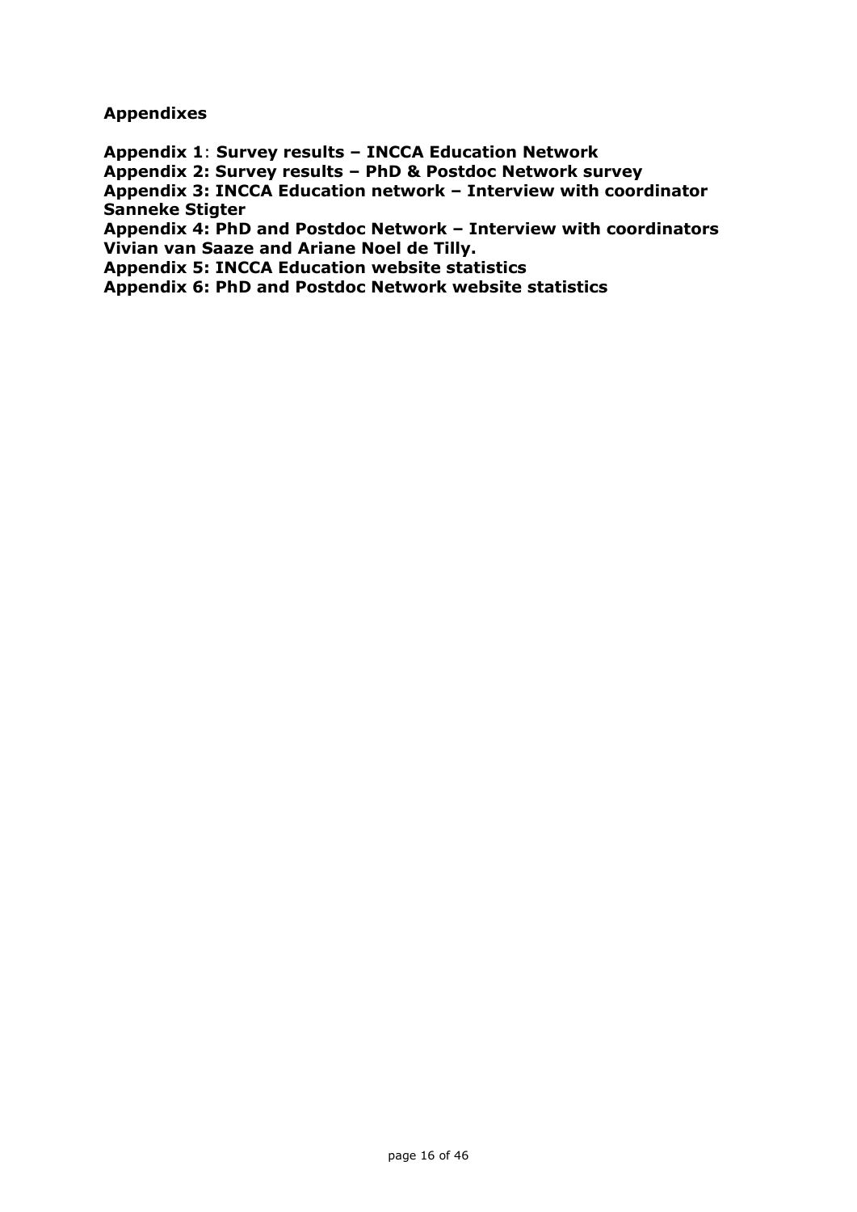## Appendixes

**Appendix 1**: **Survey results – INCCA Education Network**
**Appendix 2: Survey results – PhD & Postdoc Network survey**
**Appendix 3: INCCA Education network – Interview with coordinator Sanneke Stigter**
**Appendix 4: PhD and Postdoc Network – Interview with coordinators Vivian van Saaze and Ariane Noel de Tilly.**
**Appendix 5: INCCA Education website statistics**
**Appendix 6: PhD and Postdoc Network website statistics**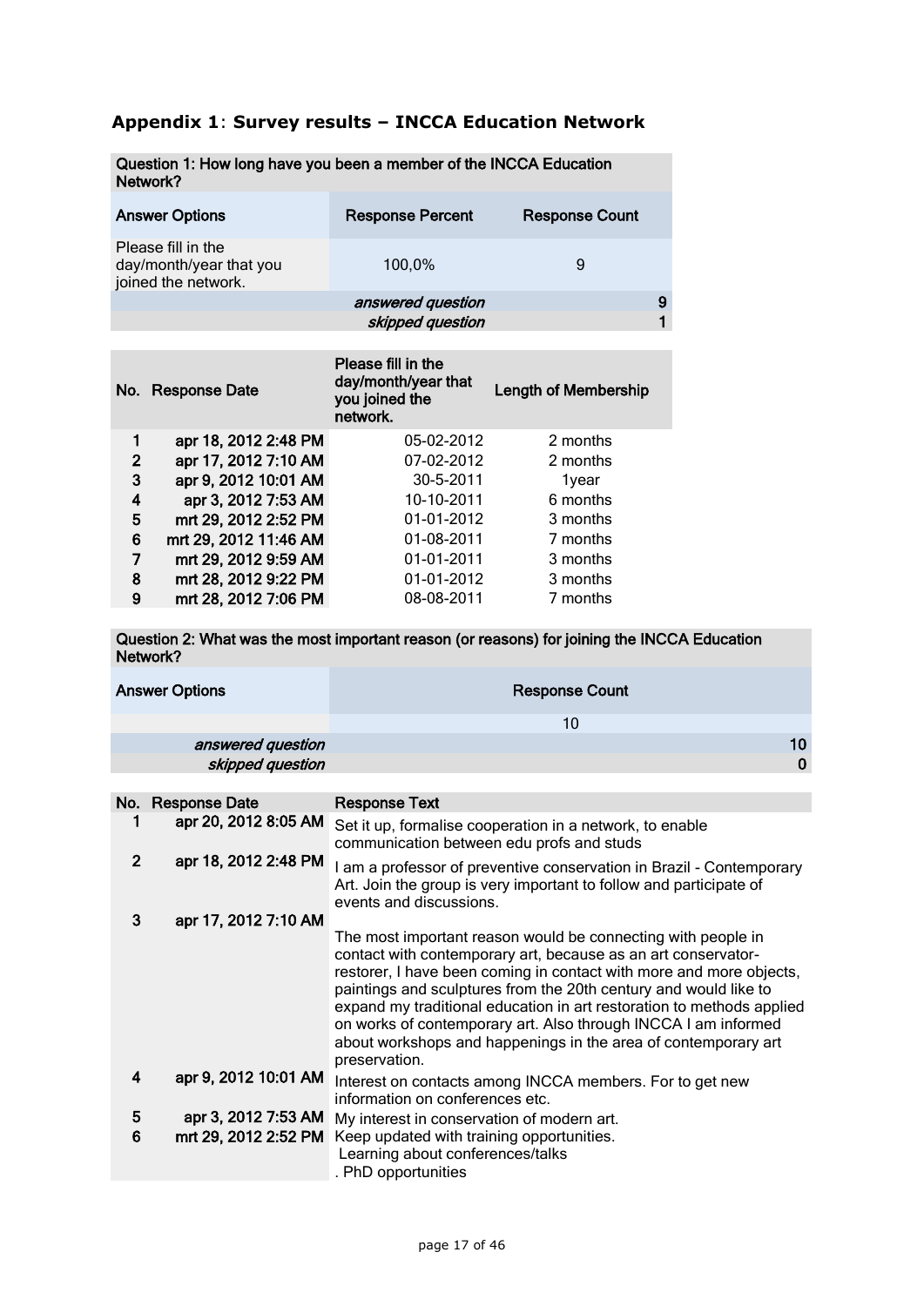## Appendix 1: Survey results – INCCA Education Network

| Question 1: How long have you been a member of the INCCA Education Network? | | |
|---|---|---|
| **Answer Options** | **Response Percent** | **Response Count** |
| Please fill in the day/month/year that you joined the network. | 100,0% | 9 |
| | *answered question* | 9 |
| | *skipped question* | 1 |

| No. | Response Date | Please fill in the day/month/year that you joined the network. | Length of Membership |
|---|---|---|---|
| 1 | apr 18, 2012 2:48 PM | 05-02-2012 | 2 months |
| 2 | apr 17, 2012 7:10 AM | 07-02-2012 | 2 months |
| 3 | apr 9, 2012 10:01 AM | 30-5-2011 | 1year |
| 4 | apr 3, 2012 7:53 AM | 10-10-2011 | 6 months |
| 5 | mrt 29, 2012 2:52 PM | 01-01-2012 | 3 months |
| 6 | mrt 29, 2012 11:46 AM | 01-08-2011 | 7 months |
| 7 | mrt 29, 2012 9:59 AM | 01-01-2011 | 3 months |
| 8 | mrt 28, 2012 9:22 PM | 01-01-2012 | 3 months |
| 9 | mrt 28, 2012 7:06 PM | 08-08-2011 | 7 months |

| Question 2: What was the most important reason (or reasons) for joining the INCCA Education Network? | |
|---|---|
| **Answer Options** | **Response Count** |
| | 10 |
| *answered question* | 10 |
| *skipped question* | 0 |

| No. | Response Date | Response Text |
|---|---|---|
| 1 | apr 20, 2012 8:05 AM | Set it up, formalise cooperation in a network, to enable communication between edu profs and studs |
| 2 | apr 18, 2012 2:48 PM | I am a professor of preventive conservation in Brazil - Contemporary Art. Join the group is very important to follow and participate of events and discussions. |
| 3 | apr 17, 2012 7:10 AM | The most important reason would be connecting with people in contact with contemporary art, because as an art conservator-restorer, I have been coming in contact with more and more objects, paintings and sculptures from the 20th century and would like to expand my traditional education in art restoration to methods applied on works of contemporary art. Also through INCCA I am informed about workshops and happenings in the area of contemporary art preservation. |
| 4 | apr 9, 2012 10:01 AM | Interest on contacts among INCCA members. For to get new information on conferences etc. |
| 5 | apr 3, 2012 7:53 AM | My interest in conservation of modern art. |
| 6 | mrt 29, 2012 2:52 PM | Keep updated with training opportunities. Learning about conferences/talks . PhD opportunities |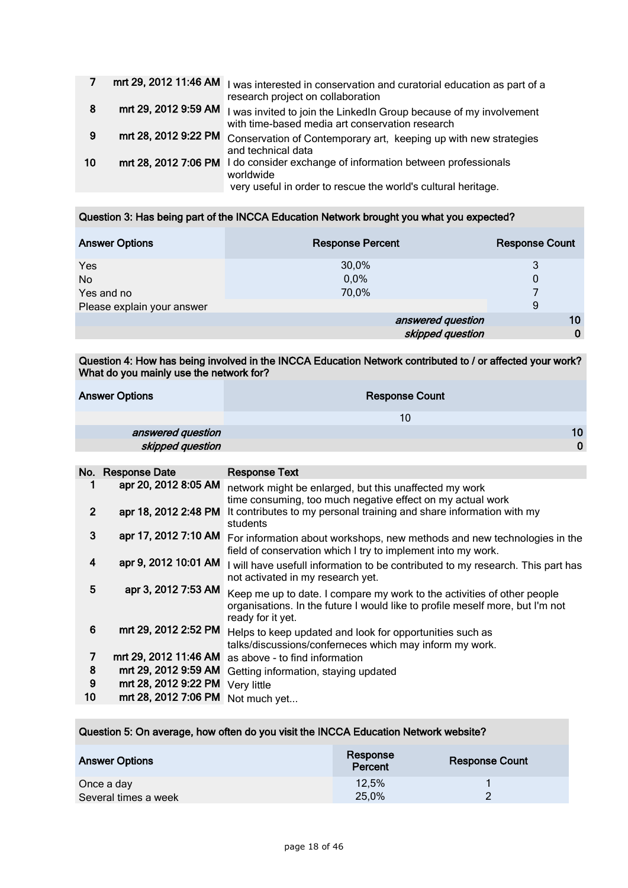| | | |
|---|---|---|
| 7 | mrt 29, 2012 11:46 AM | I was interested in conservation and curatorial education as part of a research project on collaboration |
| 8 | mrt 29, 2012 9:59 AM | I was invited to join the LinkedIn Group because of my involvement with time-based media art conservation research |
| 9 | mrt 28, 2012 9:22 PM | Conservation of Contemporary art, keeping up with new strategies and technical data |
| 10 | mrt 28, 2012 7:06 PM | I do consider exchange of information between professionals worldwide very useful in order to rescue the world's cultural heritage. |

**Question 3: Has being part of the INCCA Education Network brought you what you expected?**

| Answer Options | Response Percent | Response Count |
|---|---|---|
| Yes | 30,0% | 3 |
| No | 0,0% | 0 |
| Yes and no | 70,0% | 7 |
| Please explain your answer | | 9 |
| | *answered question* | 10 |
| | *skipped question* | 0 |

**Question 4: How has being involved in the INCCA Education Network contributed to / or affected your work? What do you mainly use the network for?**

| Answer Options | Response Count |
|---|---|
| | 10 |
| *answered question* | 10 |
| *skipped question* | 0 |

| No. | Response Date | Response Text |
|---|---|---|
| 1 | apr 20, 2012 8:05 AM | network might be enlarged, but this unaffected my work time consuming, too much negative effect on my actual work |
| 2 | apr 18, 2012 2:48 PM | It contributes to my personal training and share information with my students |
| 3 | apr 17, 2012 7:10 AM | For information about workshops, new methods and new technologies in the field of conservation which I try to implement into my work. |
| 4 | apr 9, 2012 10:01 AM | I will have usefull information to be contributed to my research. This part has not activated in my research yet. |
| 5 | apr 3, 2012 7:53 AM | Keep me up to date. I compare my work to the activities of other people organisations. In the future I would like to profile meself more, but I'm not ready for it yet. |
| 6 | mrt 29, 2012 2:52 PM | Helps to keep updated and look for opportunities such as talks/discussions/conferneces which may inform my work. |
| 7 | mrt 29, 2012 11:46 AM | as above - to find information |
| 8 | mrt 29, 2012 9:59 AM | Getting information, staying updated |
| 9 | mrt 28, 2012 9:22 PM | Very little |
| 10 | mrt 28, 2012 7:06 PM | Not much yet... |

**Question 5: On average, how often do you visit the INCCA Education Network website?**

| Answer Options | Response Percent | Response Count |
|---|---|---|
| Once a day | 12,5% | 1 |
| Several times a week | 25,0% | 2 |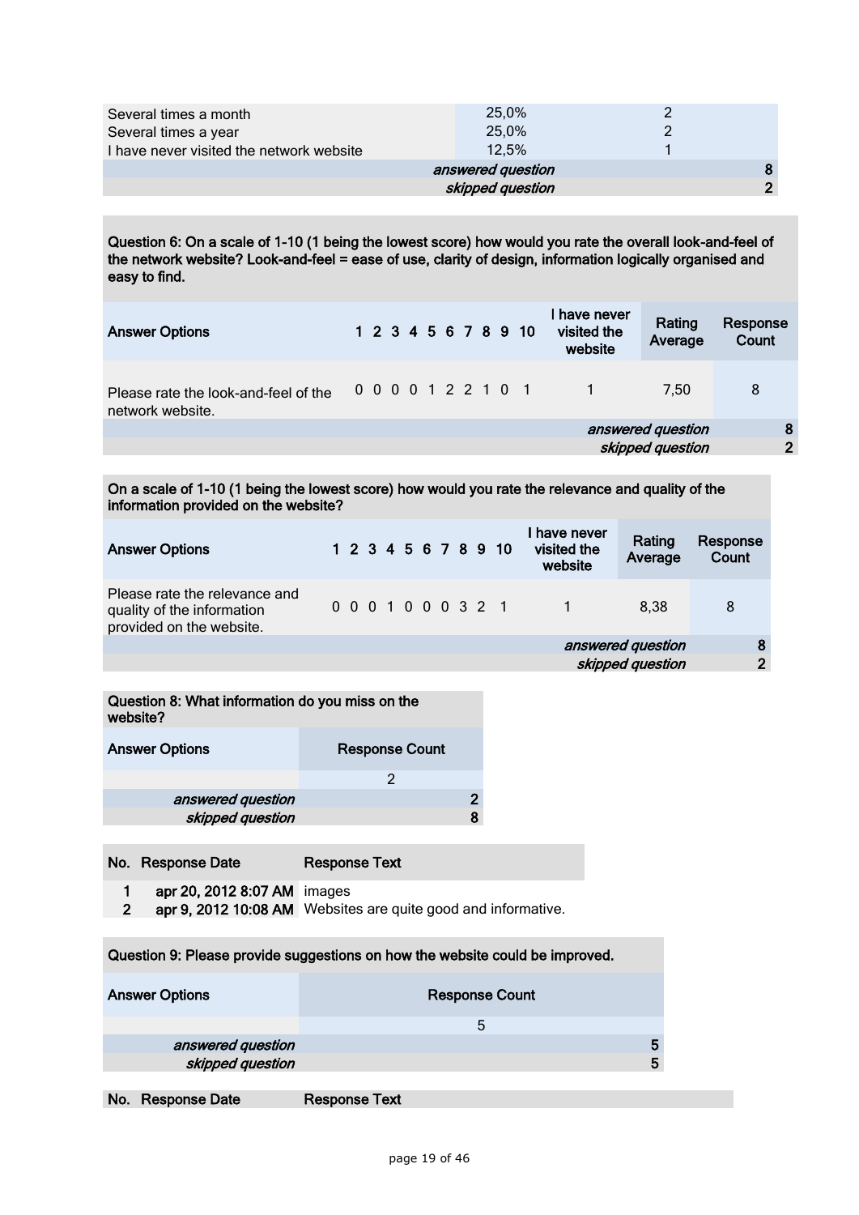| | | |
|---|---|---|
| Several times a month | 25,0% | 2 |
| Several times a year | 25,0% | 2 |
| I have never visited the network website | 12,5% | 1 |
| | *answered question* | 8 |
| | *skipped question* | 2 |

**Question 6: On a scale of 1-10 (1 being the lowest score) how would you rate the overall look-and-feel of the network website? Look-and-feel = ease of use, clarity of design, information logically organised and easy to find.**

| Answer Options | 1 | 2 | 3 | 4 | 5 | 6 | 7 | 8 | 9 | 10 | I have never visited the website | Rating Average | Response Count |
|---|---|---|---|---|---|---|---|---|---|---|---|---|---|
| Please rate the look-and-feel of the network website. | 0 | 0 | 0 | 0 | 1 | 2 | 2 | 1 | 0 | 1 | 1 | 7,50 | 8 |
| | | | | | | | | | | | *answered question* | | 8 |
| | | | | | | | | | | | *skipped question* | | 2 |

**On a scale of 1-10 (1 being the lowest score) how would you rate the relevance and quality of the information provided on the website?**

| Answer Options | 1 | 2 | 3 | 4 | 5 | 6 | 7 | 8 | 9 | 10 | I have never visited the website | Rating Average | Response Count |
|---|---|---|---|---|---|---|---|---|---|---|---|---|---|
| Please rate the relevance and quality of the information provided on the website. | 0 | 0 | 0 | 1 | 0 | 0 | 0 | 3 | 2 | 1 | 1 | 8,38 | 8 |
| | | | | | | | | | | | *answered question* | | 8 |
| | | | | | | | | | | | *skipped question* | | 2 |

**Question 8: What information do you miss on the website?**

| Answer Options | Response Count |
|---|---|
| | 2 |
| *answered question* | 2 |
| *skipped question* | 8 |

| No. | Response Date | Response Text |
|---|---|---|
| 1 | apr 20, 2012 8:07 AM | images |
| 2 | apr 9, 2012 10:08 AM | Websites are quite good and informative. |

**Question 9: Please provide suggestions on how the website could be improved.**

| Answer Options | Response Count |
|---|---|
| | 5 |
| *answered question* | 5 |
| *skipped question* | 5 |

| No. | Response Date | Response Text |
|---|---|---|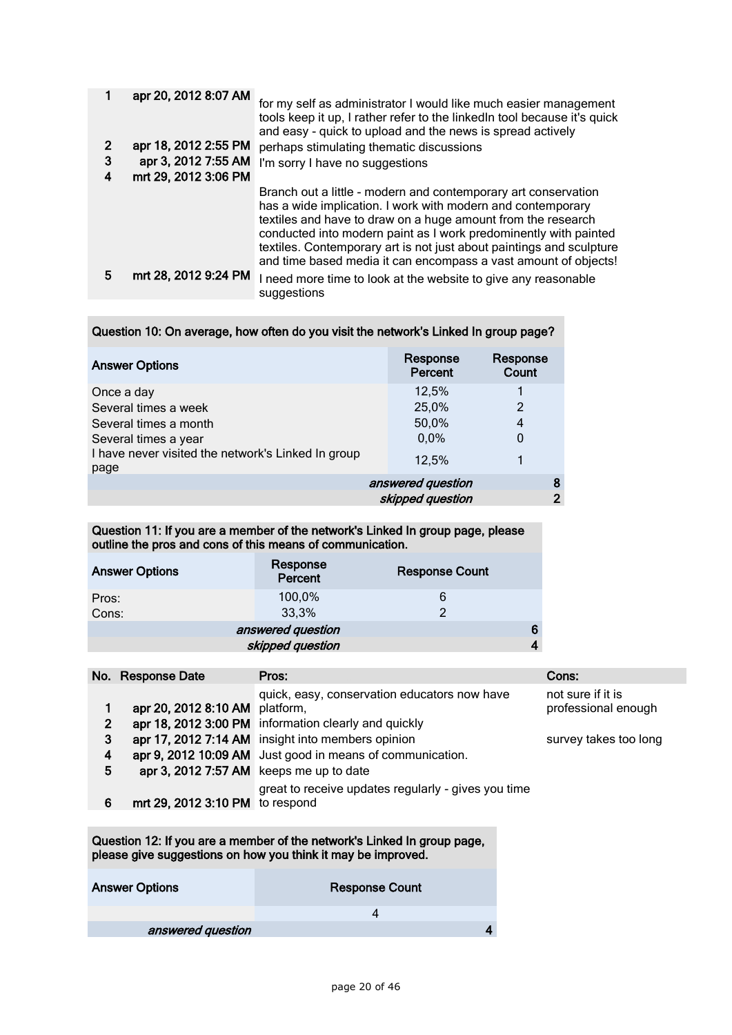| | | |
|---|---|---|
| 1 | apr 20, 2012 8:07 AM | for my self as administrator I would like much easier management tools keep it up, I rather refer to the linkedIn tool because it's quick and easy - quick to upload and the news is spread actively |
| 2 | apr 18, 2012 2:55 PM | perhaps stimulating thematic discussions |
| 3 | apr 3, 2012 7:55 AM | I'm sorry I have no suggestions |
| 4 | mrt 29, 2012 3:06 PM | Branch out a little - modern and contemporary art conservation has a wide implication. I work with modern and contemporary textiles and have to draw on a huge amount from the research conducted into modern paint as I work predominently with painted textiles. Contemporary art is not just about paintings and sculpture and time based media it can encompass a vast amount of objects! |
| 5 | mrt 28, 2012 9:24 PM | I need more time to look at the website to give any reasonable suggestions |

**Question 10: On average, how often do you visit the network's Linked In group page?**

| Answer Options | Response Percent | Response Count |
|---|---|---|
| Once a day | 12,5% | 1 |
| Several times a week | 25,0% | 2 |
| Several times a month | 50,0% | 4 |
| Several times a year | 0,0% | 0 |
| I have never visited the network's Linked In group page | 12,5% | 1 |
| | *answered question* | 8 |
| | *skipped question* | 2 |

**Question 11: If you are a member of the network's Linked In group page, please outline the pros and cons of this means of communication.**

| Answer Options | Response Percent | Response Count |
|---|---|---|
| Pros: | 100,0% | 6 |
| Cons: | 33,3% | 2 |
| | *answered question* | 6 |
| | *skipped question* | 4 |

| No. | Response Date | Pros: | Cons: |
|---|---|---|---|
| 1 | apr 20, 2012 8:10 AM | quick, easy, conservation educators now have platform, | not sure if it is professional enough |
| 2 | apr 18, 2012 3:00 PM | information clearly and quickly | |
| 3 | apr 17, 2012 7:14 AM | insight into members opinion | survey takes too long |
| 4 | apr 9, 2012 10:09 AM | Just good in means of communication. | |
| 5 | apr 3, 2012 7:57 AM | keeps me up to date | |
| 6 | mrt 29, 2012 3:10 PM | great to receive updates regularly - gives you time to respond | |

**Question 12: If you are a member of the network's Linked In group page, please give suggestions on how you think it may be improved.**

| Answer Options | Response Count |
|---|---|
| | 4 |
| *answered question* | 4 |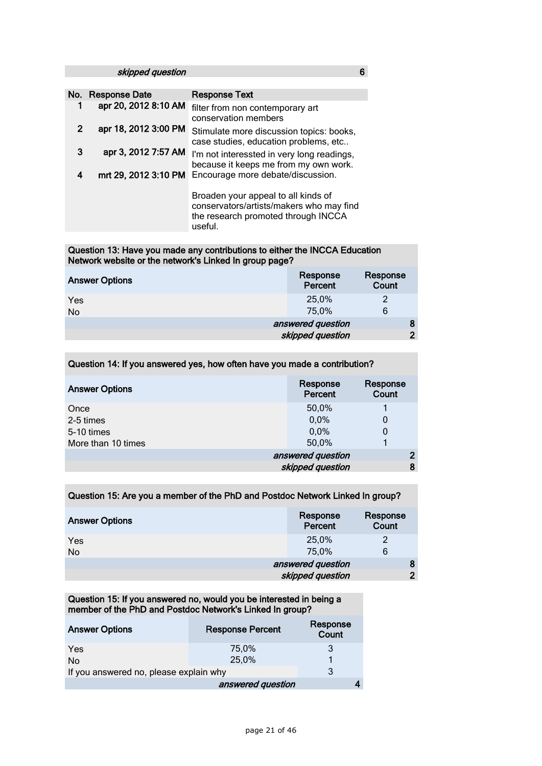| | skipped question | 6 |
|---|---|---|

| No. | Response Date | Response Text |
|---|---|---|
| 1 | apr 20, 2012 8:10 AM | filter from non contemporary art conservation members |
| 2 | apr 18, 2012 3:00 PM | Stimulate more discussion topics: books, case studies, education problems, etc.. |
| 3 | apr 3, 2012 7:57 AM | I'm not interessted in very long readings, because it keeps me from my own work. |
| 4 | mrt 29, 2012 3:10 PM | Encourage more debate/discussion.<br><br>Broaden your appeal to all kinds of conservators/artists/makers who may find the research promoted through INCCA useful. |

**Question 13: Have you made any contributions to either the INCCA Education Network website or the network's Linked In group page?**

| Answer Options | Response Percent | Response Count |
|---|---|---|
| Yes | 25,0% | 2 |
| No | 75,0% | 6 |
| | *answered question* | 8 |
| | *skipped question* | 2 |

**Question 14: If you answered yes, how often have you made a contribution?**

| Answer Options | Response Percent | Response Count |
|---|---|---|
| Once | 50,0% | 1 |
| 2-5 times | 0,0% | 0 |
| 5-10 times | 0,0% | 0 |
| More than 10 times | 50,0% | 1 |
| | *answered question* | 2 |
| | *skipped question* | 8 |

**Question 15: Are you a member of the PhD and Postdoc Network Linked In group?**

| Answer Options | Response Percent | Response Count |
|---|---|---|
| Yes | 25,0% | 2 |
| No | 75,0% | 6 |
| | *answered question* | 8 |
| | *skipped question* | 2 |

**Question 15: If you answered no, would you be interested in being a member of the PhD and Postdoc Network's Linked In group?**

| Answer Options | Response Percent | Response Count |
|---|---|---|
| Yes | 75,0% | 3 |
| No | 25,0% | 1 |
| If you answered no, please explain why | | 3 |
| | *answered question* | 4 |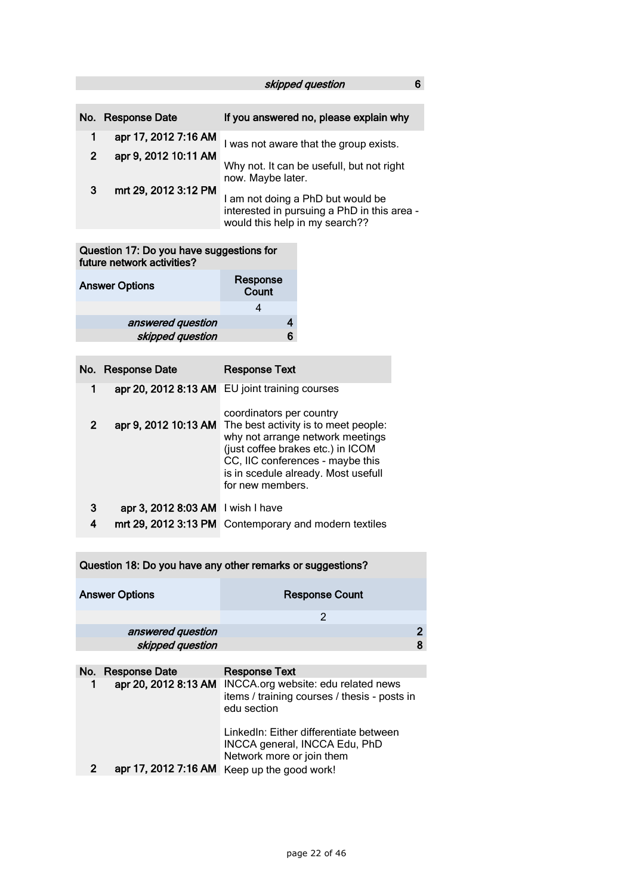| | | skipped question | 6 |
|---|---|---|---|

| No. | Response Date | If you answered no, please explain why |
|---|---|---|
| 1 | apr 17, 2012 7:16 AM | I was not aware that the group exists. |
| 2 | apr 9, 2012 10:11 AM | Why not. It can be usefull, but not right now. Maybe later. |
| 3 | mrt 29, 2012 3:12 PM | I am not doing a PhD but would be interested in pursuing a PhD in this area - would this help in my search?? |

| Question 17: Do you have suggestions for future network activities? | |
|---|---|
| Answer Options | Response Count |
| | 4 |
| *answered question* | 4 |
| *skipped question* | 6 |

| No. | Response Date | Response Text |
|---|---|---|
| 1 | apr 20, 2012 8:13 AM | EU joint training courses |
| 2 | apr 9, 2012 10:13 AM | coordinators per country<br>The best activity is to meet people: why not arrange network meetings (just coffee brakes etc.) in ICOM CC, IIC conferences - maybe this is in scedule already. Most usefull for new members. |
| 3 | apr 3, 2012 8:03 AM | I wish I have |
| 4 | mrt 29, 2012 3:13 PM | Contemporary and modern textiles |

| Question 18: Do you have any other remarks or suggestions? | |
|---|---|
| Answer Options | Response Count |
| | 2 |
| *answered question* | 2 |
| *skipped question* | 8 |

| No. | Response Date | Response Text |
|---|---|---|
| 1 | apr 20, 2012 8:13 AM | INCCA.org website: edu related news items / training courses / thesis - posts in edu section<br><br>LinkedIn: Either differentiate between INCCA general, INCCA Edu, PhD Network more or join them |
| 2 | apr 17, 2012 7:16 AM | Keep up the good work! |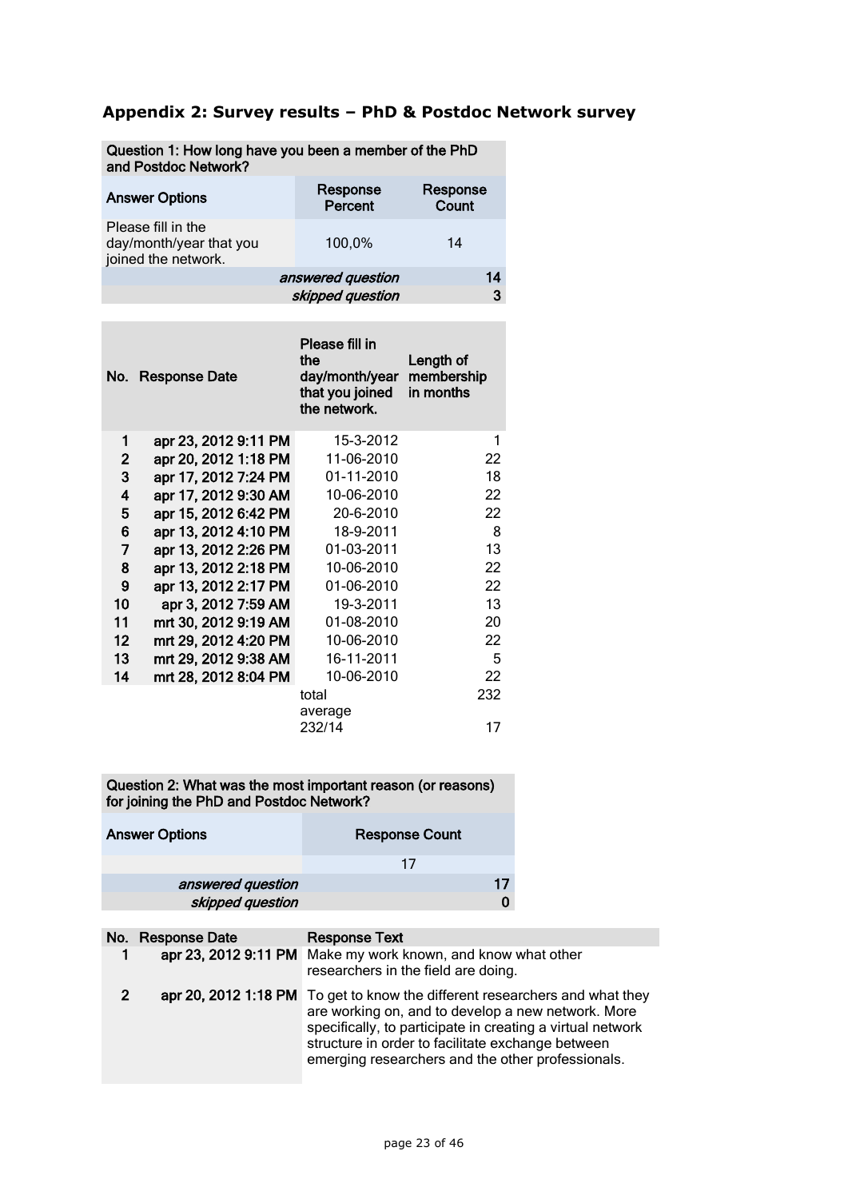## Appendix 2: Survey results – PhD & Postdoc Network survey

| Question 1: How long have you been a member of the PhD and Postdoc Network? | | |
|---|---|---|
| **Answer Options** | **Response Percent** | **Response Count** |
| Please fill in the day/month/year that you joined the network. | 100,0% | 14 |
| *answered question* | | 14 |
| *skipped question* | | 3 |

| No. | Response Date | Please fill in the day/month/year that you joined the network. | Length of membership in months |
|---|---|---|---|
| 1 | apr 23, 2012 9:11 PM | 15-3-2012 | 1 |
| 2 | apr 20, 2012 1:18 PM | 11-06-2010 | 22 |
| 3 | apr 17, 2012 7:24 PM | 01-11-2010 | 18 |
| 4 | apr 17, 2012 9:30 AM | 10-06-2010 | 22 |
| 5 | apr 15, 2012 6:42 PM | 20-6-2010 | 22 |
| 6 | apr 13, 2012 4:10 PM | 18-9-2011 | 8 |
| 7 | apr 13, 2012 2:26 PM | 01-03-2011 | 13 |
| 8 | apr 13, 2012 2:18 PM | 10-06-2010 | 22 |
| 9 | apr 13, 2012 2:17 PM | 01-06-2010 | 22 |
| 10 | apr 3, 2012 7:59 AM | 19-3-2011 | 13 |
| 11 | mrt 30, 2012 9:19 AM | 01-08-2010 | 20 |
| 12 | mrt 29, 2012 4:20 PM | 10-06-2010 | 22 |
| 13 | mrt 29, 2012 9:38 AM | 16-11-2011 | 5 |
| 14 | mrt 28, 2012 8:04 PM | 10-06-2010 | 22 |
| | | total | 232 |
| | | average 232/14 | 17 |

| Question 2: What was the most important reason (or reasons) for joining the PhD and Postdoc Network? | |
|---|---|
| **Answer Options** | **Response Count** |
| | 17 |
| *answered question* | 17 |
| *skipped question* | 0 |

| No. | Response Date | Response Text |
|---|---|---|
| 1 | apr 23, 2012 9:11 PM | Make my work known, and know what other researchers in the field are doing. |
| 2 | apr 20, 2012 1:18 PM | To get to know the different researchers and what they are working on, and to develop a new network. More specifically, to participate in creating a virtual network structure in order to facilitate exchange between emerging researchers and the other professionals. |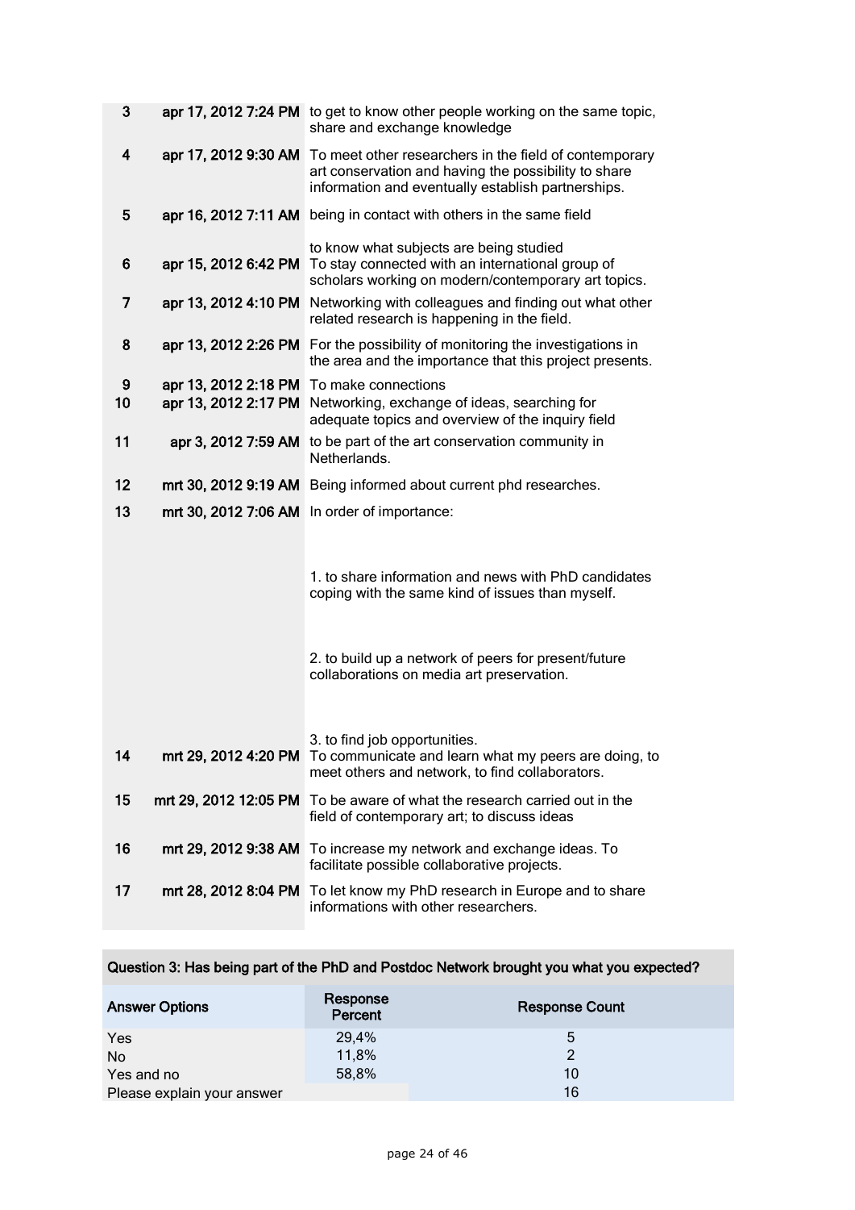| | | |
|---|---|---|
| 3 | apr 17, 2012 7:24 PM | to get to know other people working on the same topic, share and exchange knowledge |
| 4 | apr 17, 2012 9:30 AM | To meet other researchers in the field of contemporary art conservation and having the possibility to share information and eventually establish partnerships. |
| 5 | apr 16, 2012 7:11 AM | being in contact with others in the same field<br><br>to know what subjects are being studied |
| 6 | apr 15, 2012 6:42 PM | To stay connected with an international group of scholars working on modern/contemporary art topics. |
| 7 | apr 13, 2012 4:10 PM | Networking with colleagues and finding out what other related research is happening in the field. |
| 8 | apr 13, 2012 2:26 PM | For the possibility of monitoring the investigations in the area and the importance that this project presents. |
| 9 | apr 13, 2012 2:18 PM | To make connections |
| 10 | apr 13, 2012 2:17 PM | Networking, exchange of ideas, searching for adequate topics and overview of the inquiry field |
| 11 | apr 3, 2012 7:59 AM | to be part of the art conservation community in Netherlands. |
| 12 | mrt 30, 2012 9:19 AM | Being informed about current phd researches. |
| 13 | mrt 30, 2012 7:06 AM | In order of importance:<br><br>1. to share information and news with PhD candidates coping with the same kind of issues than myself.<br><br>2. to build up a network of peers for present/future collaborations on media art preservation.<br><br>3. to find job opportunities. |
| 14 | mrt 29, 2012 4:20 PM | To communicate and learn what my peers are doing, to meet others and network, to find collaborators. |
| 15 | mrt 29, 2012 12:05 PM | To be aware of what the research carried out in the field of contemporary art; to discuss ideas |
| 16 | mrt 29, 2012 9:38 AM | To increase my network and exchange ideas. To facilitate possible collaborative projects. |
| 17 | mrt 28, 2012 8:04 PM | To let know my PhD research in Europe and to share informations with other researchers. |

**Question 3: Has being part of the PhD and Postdoc Network brought you what you expected?**

| Answer Options | Response Percent | Response Count |
|---|---|---|
| Yes | 29,4% | 5 |
| No | 11,8% | 2 |
| Yes and no | 58,8% | 10 |
| Please explain your answer | | 16 |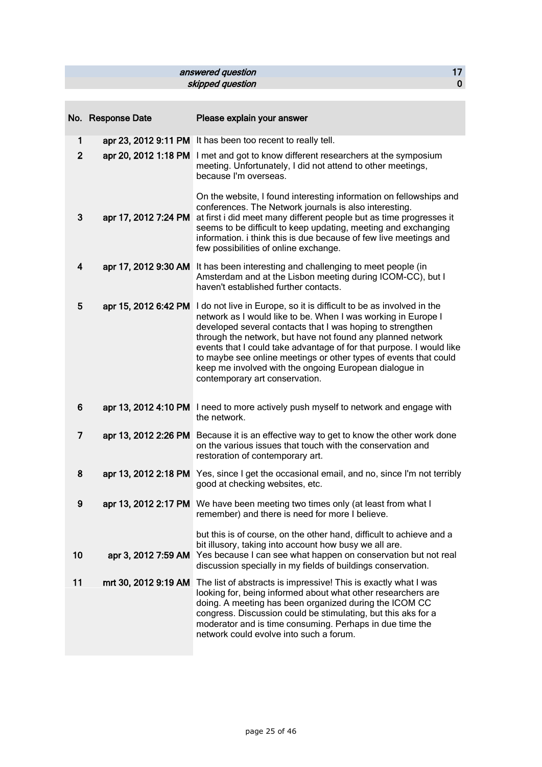| | |
|---|---|
| *answered question* | 17 |
| *skipped question* | 0 |

| No. | Response Date | Please explain your answer |
|---|---|---|
| 1 | apr 23, 2012 9:11 PM | It has been too recent to really tell. |
| 2 | apr 20, 2012 1:18 PM | I met and got to know different researchers at the symposium meeting. Unfortunately, I did not attend to other meetings, because I'm overseas.<br><br>On the website, I found interesting information on fellowships and conferences. The Network journals is also interesting. |
| 3 | apr 17, 2012 7:24 PM | at first i did meet many different people but as time progresses it seems to be difficult to keep updating, meeting and exchanging information. i think this is due because of few live meetings and few possibilities of online exchange. |
| 4 | apr 17, 2012 9:30 AM | It has been interesting and challenging to meet people (in Amsterdam and at the Lisbon meeting during ICOM-CC), but I haven't established further contacts. |
| 5 | apr 15, 2012 6:42 PM | I do not live in Europe, so it is difficult to be as involved in the network as I would like to be. When I was working in Europe I developed several contacts that I was hoping to strengthen through the network, but have not found any planned network events that I could take advantage of for that purpose. I would like to maybe see online meetings or other types of events that could keep me involved with the ongoing European dialogue in contemporary art conservation. |
| 6 | apr 13, 2012 4:10 PM | I need to more actively push myself to network and engage with the network. |
| 7 | apr 13, 2012 2:26 PM | Because it is an effective way to get to know the other work done on the various issues that touch with the conservation and restoration of contemporary art. |
| 8 | apr 13, 2012 2:18 PM | Yes, since I get the occasional email, and no, since I'm not terribly good at checking websites, etc. |
| 9 | apr 13, 2012 2:17 PM | We have been meeting two times only (at least from what I remember) and there is need for more I believe.<br><br>but this is of course, on the other hand, difficult to achieve and a bit illusory, taking into account how busy we all are. |
| 10 | apr 3, 2012 7:59 AM | Yes because I can see what happen on conservation but not real discussion specially in my fields of buildings conservation. |
| 11 | mrt 30, 2012 9:19 AM | The list of abstracts is impressive! This is exactly what I was looking for, being informed about what other researchers are doing. A meeting has been organized during the ICOM CC congress. Discussion could be stimulating, but this aks for a moderator and is time consuming. Perhaps in due time the network could evolve into such a forum. |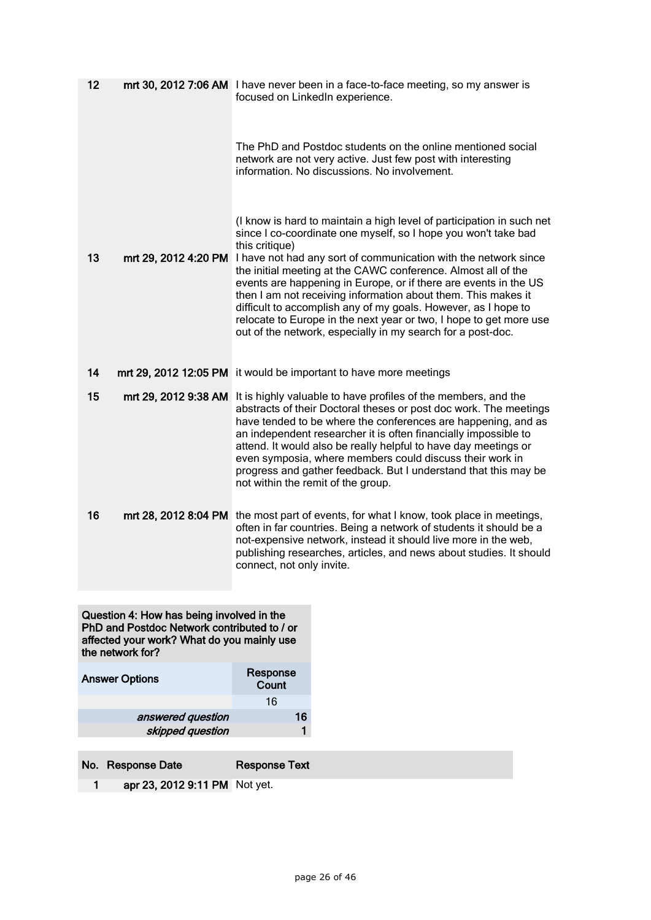| No. | Response Date | Response Text |
|---|---|---|
| 12 | mrt 30, 2012 7:06 AM | I have never been in a face-to-face meeting, so my answer is focused on LinkedIn experience. The PhD and Postdoc students on the online mentioned social network are not very active. Just few post with interesting information. No discussions. No involvement. (I know is hard to maintain a high level of participation in such net since I co-coordinate one myself, so I hope you won't take bad this critique) |
| 13 | mrt 29, 2012 4:20 PM | I have not had any sort of communication with the network since the initial meeting at the CAWC conference. Almost all of the events are happening in Europe, or if there are events in the US then I am not receiving information about them. This makes it difficult to accomplish any of my goals. However, as I hope to relocate to Europe in the next year or two, I hope to get more use out of the network, especially in my search for a post-doc. |
| 14 | mrt 29, 2012 12:05 PM | it would be important to have more meetings |
| 15 | mrt 29, 2012 9:38 AM | It is highly valuable to have profiles of the members, and the abstracts of their Doctoral theses or post doc work. The meetings have tended to be where the conferences are happening, and as an independent researcher it is often financially impossible to attend. It would also be really helpful to have day meetings or even symposia, where members could discuss their work in progress and gather feedback. But I understand that this may be not within the remit of the group. |
| 16 | mrt 28, 2012 8:04 PM | the most part of events, for what I know, took place in meetings, often in far countries. Being a network of students it should be a not-expensive network, instead it should live more in the web, publishing researches, articles, and news about studies. It should connect, not only invite. |

**Question 4: How has being involved in the PhD and Postdoc Network contributed to / or affected your work? What do you mainly use the network for?**

| Answer Options | Response Count |
|---|---|
| | 16 |
| *answered question* | 16 |
| *skipped question* | 1 |

| No. | Response Date | Response Text |
|---|---|---|
| 1 | apr 23, 2012 9:11 PM | Not yet. |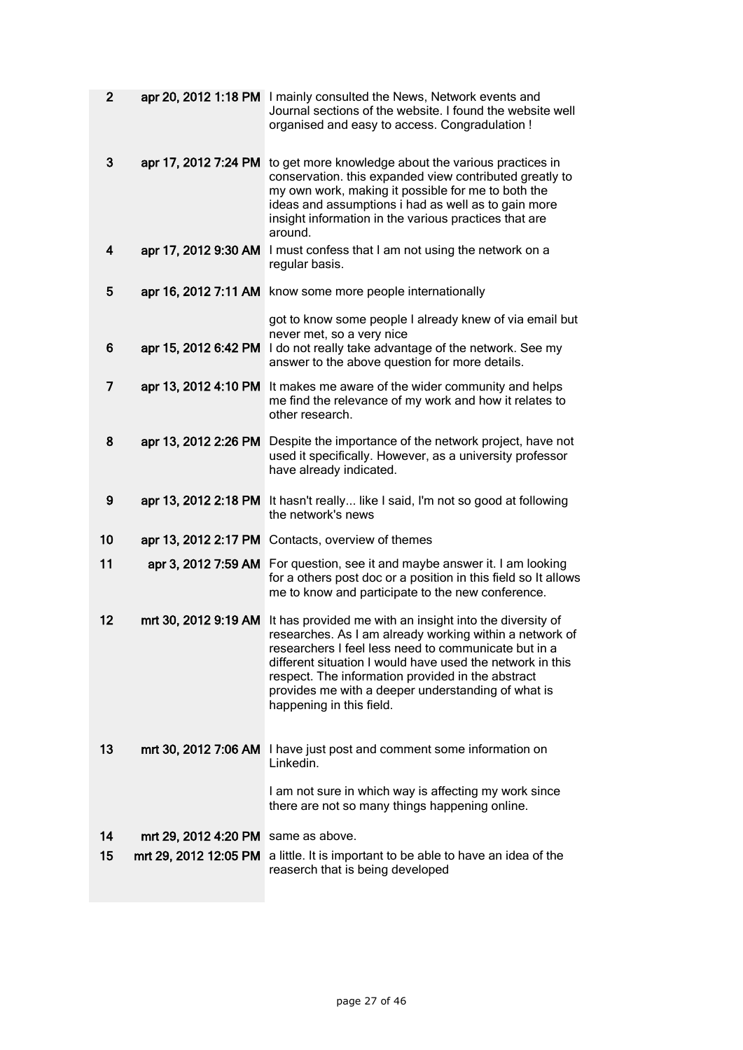| | | |
|---|---|---|
| 2 | apr 20, 2012 1:18 PM | I mainly consulted the News, Network events and Journal sections of the website. I found the website well organised and easy to access. Congradulation ! |
| 3 | apr 17, 2012 7:24 PM | to get more knowledge about the various practices in conservation. this expanded view contributed greatly to my own work, making it possible for me to both the ideas and assumptions i had as well as to gain more insight information in the various practices that are around. |
| 4 | apr 17, 2012 9:30 AM | I must confess that I am not using the network on a regular basis. |
| 5 | apr 16, 2012 7:11 AM | know some more people internationally<br><br>got to know some people I already knew of via email but never met, so a very nice |
| 6 | apr 15, 2012 6:42 PM | I do not really take advantage of the network. See my answer to the above question for more details. |
| 7 | apr 13, 2012 4:10 PM | It makes me aware of the wider community and helps me find the relevance of my work and how it relates to other research. |
| 8 | apr 13, 2012 2:26 PM | Despite the importance of the network project, have not used it specifically. However, as a university professor have already indicated. |
| 9 | apr 13, 2012 2:18 PM | It hasn't really... like I said, I'm not so good at following the network's news |
| 10 | apr 13, 2012 2:17 PM | Contacts, overview of themes |
| 11 | apr 3, 2012 7:59 AM | For question, see it and maybe answer it. I am looking for a others post doc or a position in this field so It allows me to know and participate to the new conference. |
| 12 | mrt 30, 2012 9:19 AM | It has provided me with an insight into the diversity of researches. As I am already working within a network of researchers I feel less need to communicate but in a different situation I would have used the network in this respect. The information provided in the abstract provides me with a deeper understanding of what is happening in this field. |
| 13 | mrt 30, 2012 7:06 AM | I have just post and comment some information on Linkedin.<br><br>I am not sure in which way is affecting my work since there are not so many things happening online. |
| 14 | mrt 29, 2012 4:20 PM | same as above. |
| 15 | mrt 29, 2012 12:05 PM | a little. It is important to be able to have an idea of the reaserch that is being developed |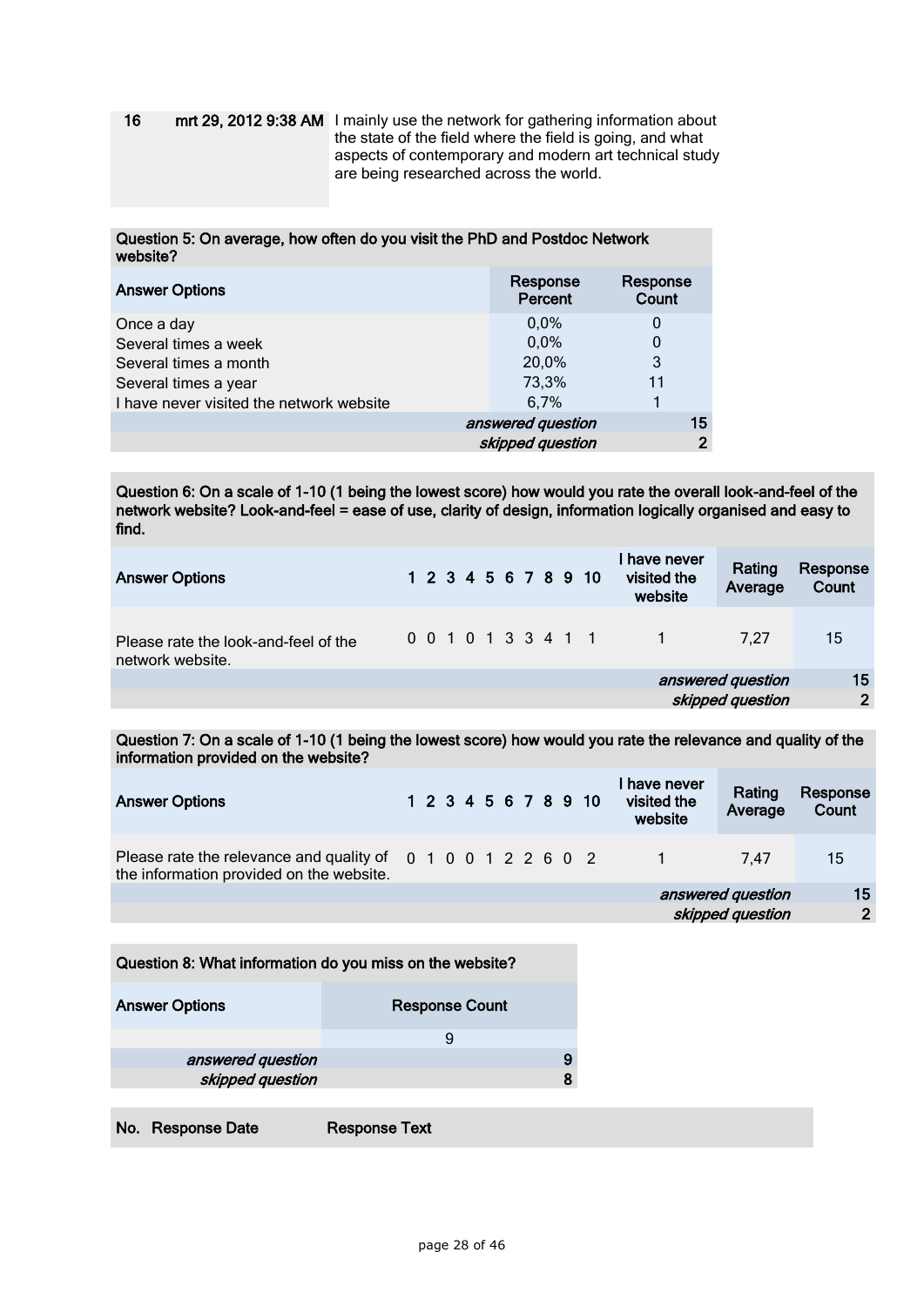| 16 | mrt 29, 2012 9:38 AM | I mainly use the network for gathering information about the state of the field where the field is going, and what aspects of contemporary and modern art technical study are being researched across the world. |
|---|---|---|

**Question 5: On average, how often do you visit the PhD and Postdoc Network website?**

| Answer Options | Response Percent | Response Count |
|---|---|---|
| Once a day | 0,0% | 0 |
| Several times a week | 0,0% | 0 |
| Several times a month | 20,0% | 3 |
| Several times a year | 73,3% | 11 |
| I have never visited the network website | 6,7% | 1 |
| | *answered question* | 15 |
| | *skipped question* | 2 |

**Question 6: On a scale of 1-10 (1 being the lowest score) how would you rate the overall look-and-feel of the network website? Look-and-feel = ease of use, clarity of design, information logically organised and easy to find.**

| Answer Options | 1 | 2 | 3 | 4 | 5 | 6 | 7 | 8 | 9 | 10 | I have never visited the website | Rating Average | Response Count |
|---|---|---|---|---|---|---|---|---|---|---|---|---|---|
| Please rate the look-and-feel of the network website. | 0 | 0 | 1 | 0 | 1 | 3 | 3 | 4 | 1 | 1 | 1 | 7,27 | 15 |
| | | | | | | | | | | | | *answered question* | 15 |
| | | | | | | | | | | | | *skipped question* | 2 |

**Question 7: On a scale of 1-10 (1 being the lowest score) how would you rate the relevance and quality of the information provided on the website?**

| Answer Options | 1 | 2 | 3 | 4 | 5 | 6 | 7 | 8 | 9 | 10 | I have never visited the website | Rating Average | Response Count |
|---|---|---|---|---|---|---|---|---|---|---|---|---|---|
| Please rate the relevance and quality of the information provided on the website. | 0 | 1 | 0 | 0 | 1 | 2 | 2 | 6 | 0 | 2 | 1 | 7,47 | 15 |
| | | | | | | | | | | | | *answered question* | 15 |
| | | | | | | | | | | | | *skipped question* | 2 |

**Question 8: What information do you miss on the website?**

| Answer Options | Response Count |
|---|---|
| | 9 |
| *answered question* | 9 |
| *skipped question* | 8 |

| No. | Response Date | Response Text |
|---|---|---|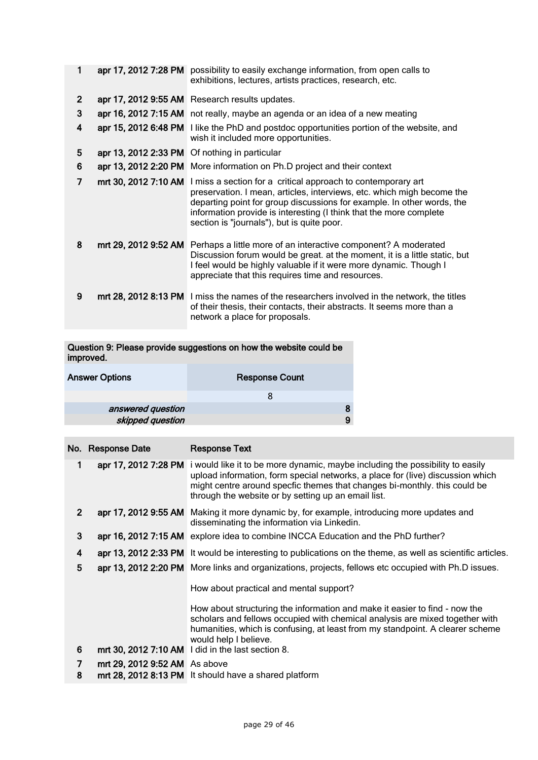| No. | Response Date | Response Text |
|---|---|---|
| 1 | apr 17, 2012 7:28 PM | possibility to easily exchange information, from open calls to exhibitions, lectures, artists practices, research, etc. |
| 2 | apr 17, 2012 9:55 AM | Research results updates. |
| 3 | apr 16, 2012 7:15 AM | not really, maybe an agenda or an idea of a new meating |
| 4 | apr 15, 2012 6:48 PM | I like the PhD and postdoc opportunities portion of the website, and wish it included more opportunities. |
| 5 | apr 13, 2012 2:33 PM | Of nothing in particular |
| 6 | apr 13, 2012 2:20 PM | More information on Ph.D project and their context |
| 7 | mrt 30, 2012 7:10 AM | I miss a section for a critical approach to contemporary art preservation. I mean, articles, interviews, etc. which migh become the departing point for group discussions for example. In other words, the information provide is interesting (I think that the more complete section is "journals"), but is quite poor. |
| 8 | mrt 29, 2012 9:52 AM | Perhaps a little more of an interactive component? A moderated Discussion forum would be great. at the moment, it is a little static, but I feel would be highly valuable if it were more dynamic. Though I appreciate that this requires time and resources. |
| 9 | mrt 28, 2012 8:13 PM | I miss the names of the researchers involved in the network, the titles of their thesis, their contacts, their abstracts. It seems more than a network a place for proposals. |

**Question 9: Please provide suggestions on how the website could be improved.**

| Answer Options | Response Count |
|---|---|
| | 8 |
| *answered question* | 8 |
| *skipped question* | 9 |

| No. | Response Date | Response Text |
|---|---|---|
| 1 | apr 17, 2012 7:28 PM | i would like it to be more dynamic, maybe including the possibility to easily upload information, form special networks, a place for (live) discussion which might centre around specfic themes that changes bi-monthly. this could be through the website or by setting up an email list. |
| 2 | apr 17, 2012 9:55 AM | Making it more dynamic by, for example, introducing more updates and disseminating the information via Linkedin. |
| 3 | apr 16, 2012 7:15 AM | explore idea to combine INCCA Education and the PhD further? |
| 4 | apr 13, 2012 2:33 PM | It would be interesting to publications on the theme, as well as scientific articles. |
| 5 | apr 13, 2012 2:20 PM | More links and organizations, projects, fellows etc occupied with Ph.D issues. How about practical and mental support? How about structuring the information and make it easier to find - now the scholars and fellows occupied with chemical analysis are mixed together with humanities, which is confusing, at least from my standpoint. A clearer scheme would help I believe. |
| 6 | mrt 30, 2012 7:10 AM | I did in the last section 8. |
| 7 | mrt 29, 2012 9:52 AM | As above |
| 8 | mrt 28, 2012 8:13 PM | It should have a shared platform |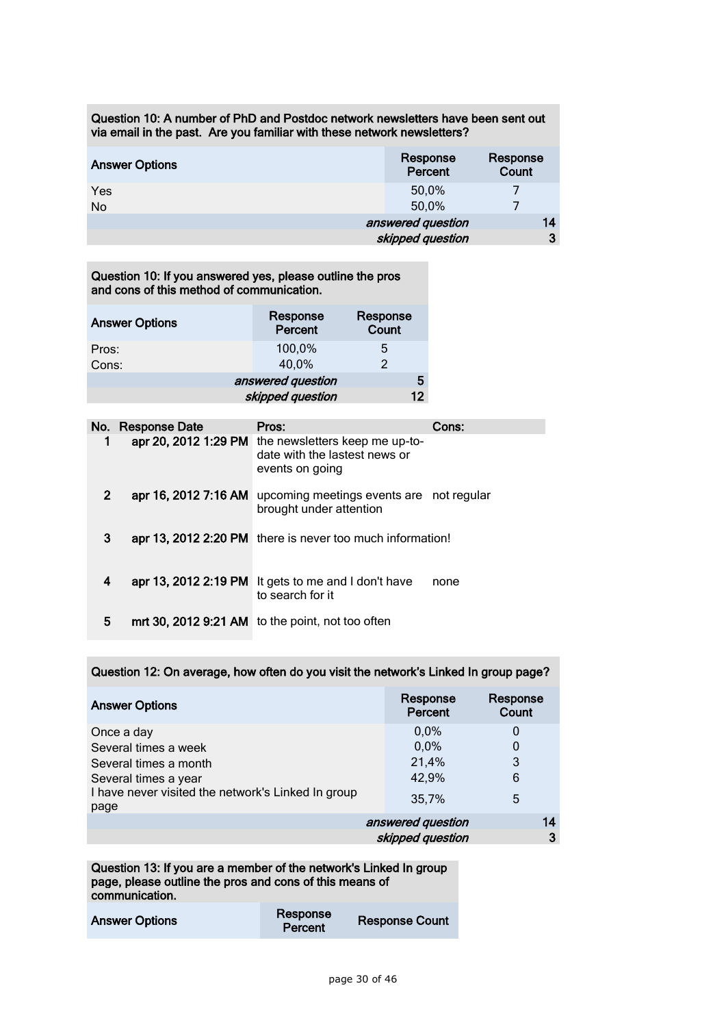| Question 10: A number of PhD and Postdoc network newsletters have been sent out via email in the past. Are you familiar with these network newsletters? | | |
|---|---|---|
| **Answer Options** | **Response Percent** | **Response Count** |
| Yes | 50,0% | 7 |
| No | 50,0% | 7 |
| | *answered question* | 14 |
| | *skipped question* | 3 |

| Question 10: If you answered yes, please outline the pros and cons of this method of communication. | | |
|---|---|---|
| **Answer Options** | **Response Percent** | **Response Count** |
| Pros: | 100,0% | 5 |
| Cons: | 40,0% | 2 |
| | *answered question* | 5 |
| | *skipped question* | 12 |

| No. | Response Date | Pros: | Cons: |
|---|---|---|---|
| 1 | apr 20, 2012 1:29 PM | the newsletters keep me up-to-date with the lastest news or events on going | |
| 2 | apr 16, 2012 7:16 AM | upcoming meetings events are brought under attention | not regular |
| 3 | apr 13, 2012 2:20 PM | there is never too much information! | |
| 4 | apr 13, 2012 2:19 PM | It gets to me and I don't have to search for it | none |
| 5 | mrt 30, 2012 9:21 AM | to the point, not too often | |

| Question 12: On average, how often do you visit the network's Linked In group page? | | |
|---|---|---|
| **Answer Options** | **Response Percent** | **Response Count** |
| Once a day | 0,0% | 0 |
| Several times a week | 0,0% | 0 |
| Several times a month | 21,4% | 3 |
| Several times a year | 42,9% | 6 |
| I have never visited the network's Linked In group page | 35,7% | 5 |
| | *answered question* | 14 |
| | *skipped question* | 3 |

| Question 13: If you are a member of the network's Linked In group page, please outline the pros and cons of this means of communication. | | |
|---|---|---|
| **Answer Options** | **Response Percent** | **Response Count** |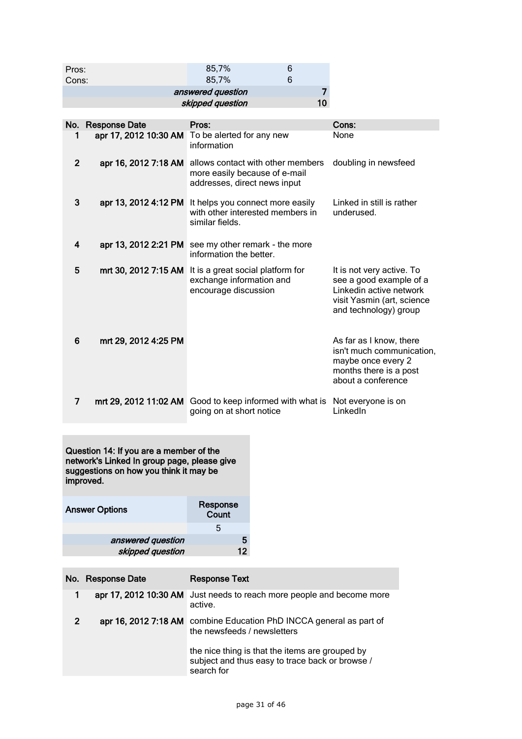| | | |
|---|---|---|
| Pros: | 85,7% | 6 |
| Cons: | 85,7% | 6 |
| | *answered question* | 7 |
| | *skipped question* | 10 |

| No. | Response Date | Pros: | Cons: |
|---|---|---|---|
| 1 | apr 17, 2012 10:30 AM | To be alerted for any new information | None |
| 2 | apr 16, 2012 7:18 AM | allows contact with other members more easily because of e-mail addresses, direct news input | doubling in newsfeed |
| 3 | apr 13, 2012 4:12 PM | It helps you connect more easily with other interested members in similar fields. | Linked in still is rather underused. |
| 4 | apr 13, 2012 2:21 PM | see my other remark - the more information the better. | |
| 5 | mrt 30, 2012 7:15 AM | It is a great social platform for exchange information and encourage discussion | It is not very active. To see a good example of a Linkedin active network visit Yasmin (art, science and technology) group |
| 6 | mrt 29, 2012 4:25 PM | | As far as I know, there isn't much communication, maybe once every 2 months there is a post about a conference |
| 7 | mrt 29, 2012 11:02 AM | Good to keep informed with what is going on at short notice | Not everyone is on LinkedIn |

**Question 14: If you are a member of the network's Linked In group page, please give suggestions on how you think it may be improved.**

| Answer Options | Response Count |
|---|---|
| | 5 |
| *answered question* | 5 |
| *skipped question* | 12 |

| No. | Response Date | Response Text |
|---|---|---|
| 1 | apr 17, 2012 10:30 AM | Just needs to reach more people and become more active. |
| 2 | apr 16, 2012 7:18 AM | combine Education PhD INCCA general as part of the newsfeeds / newsletters<br><br>the nice thing is that the items are grouped by subject and thus easy to trace back or browse / search for |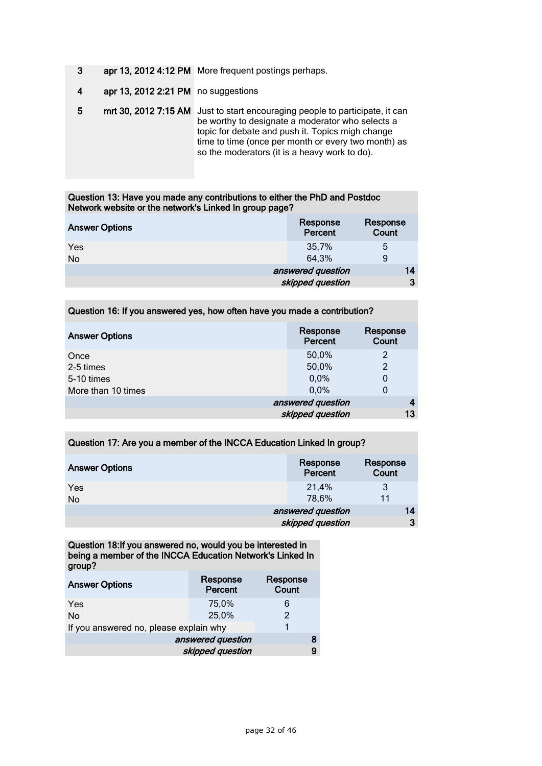| | | |
|---|---|---|
| 3 | apr 13, 2012 4:12 PM | More frequent postings perhaps. |
| 4 | apr 13, 2012 2:21 PM | no suggestions |
| 5 | mrt 30, 2012 7:15 AM | Just to start encouraging people to participate, it can be worthy to designate a moderator who selects a topic for debate and push it. Topics migh change time to time (once per month or every two month) as so the moderators (it is a heavy work to do). |

**Question 13: Have you made any contributions to either the PhD and Postdoc Network website or the network's Linked In group page?**

| Answer Options | Response Percent | Response Count |
|---|---|---|
| Yes | 35,7% | 5 |
| No | 64,3% | 9 |
| | *answered question* | 14 |
| | *skipped question* | 3 |

**Question 16: If you answered yes, how often have you made a contribution?**

| Answer Options | Response Percent | Response Count |
|---|---|---|
| Once | 50,0% | 2 |
| 2-5 times | 50,0% | 2 |
| 5-10 times | 0,0% | 0 |
| More than 10 times | 0,0% | 0 |
| | *answered question* | 4 |
| | *skipped question* | 13 |

**Question 17: Are you a member of the INCCA Education Linked In group?**

| Answer Options | Response Percent | Response Count |
|---|---|---|
| Yes | 21,4% | 3 |
| No | 78,6% | 11 |
| | *answered question* | 14 |
| | *skipped question* | 3 |

**Question 18:If you answered no, would you be interested in being a member of the INCCA Education Network's Linked In group?**

| Answer Options | Response Percent | Response Count |
|---|---|---|
| Yes | 75,0% | 6 |
| No | 25,0% | 2 |
| If you answered no, please explain why | | 1 |
| | *answered question* | 8 |
| | *skipped question* | 9 |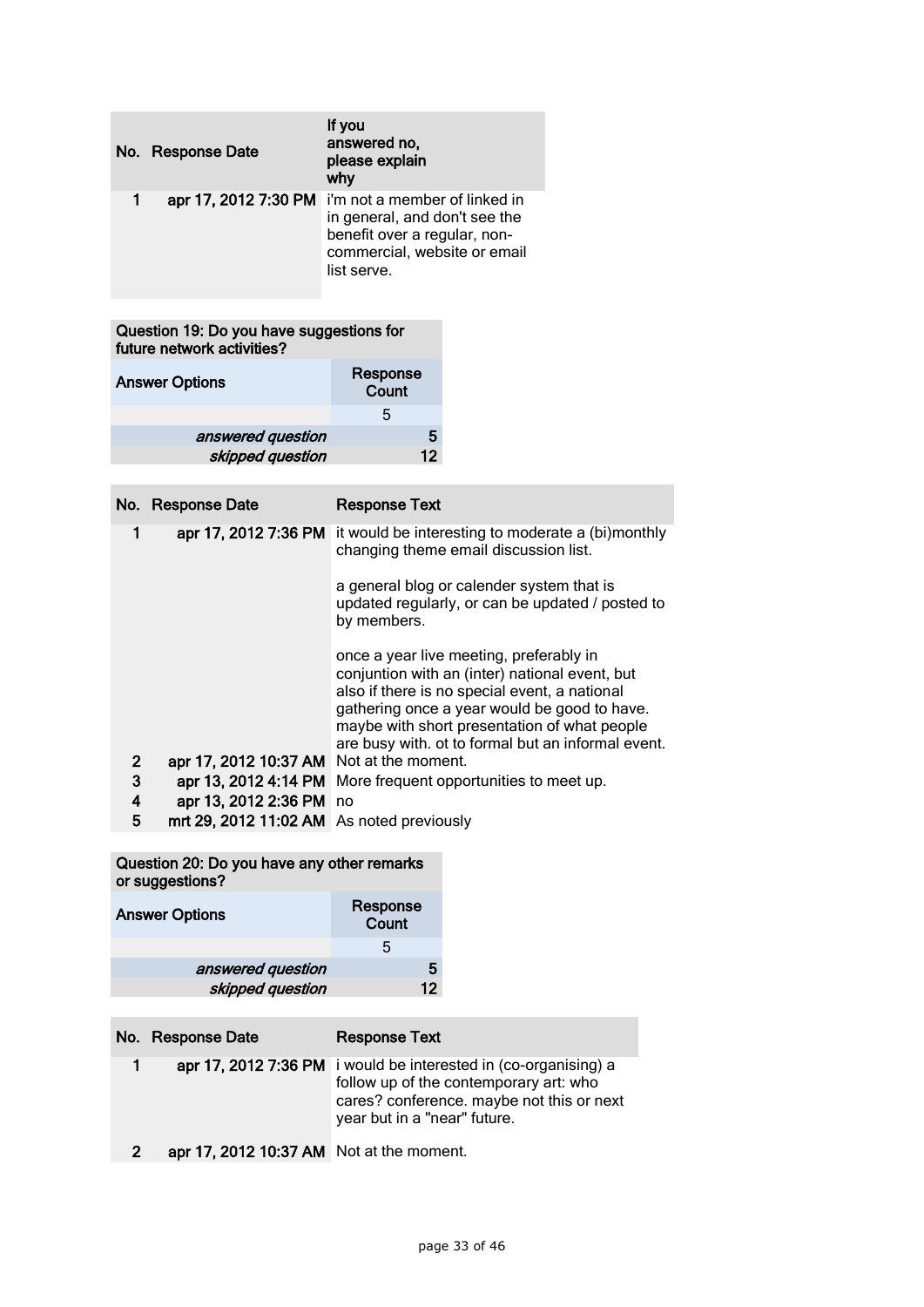| No. | Response Date | If you answered no, please explain why |
|---|---|---|
| 1 | apr 17, 2012 7:30 PM | i'm not a member of linked in in general, and don't see the benefit over a regular, non-commercial, website or email list serve. |

| Question 19: Do you have suggestions for future network activities? | |
|---|---|
| Answer Options | Response Count |
| | 5 |
| *answered question* | 5 |
| *skipped question* | 12 |

| No. | Response Date | Response Text |
|---|---|---|
| 1 | apr 17, 2012 7:36 PM | it would be interesting to moderate a (bi)monthly changing theme email discussion list.<br><br>a general blog or calender system that is updated regularly, or can be updated / posted to by members.<br><br>once a year live meeting, preferably in conjuntion with an (inter) national event, but also if there is no special event, a national gathering once a year would be good to have. maybe with short presentation of what people are busy with. ot to formal but an informal event. |
| 2 | apr 17, 2012 10:37 AM | Not at the moment. |
| 3 | apr 13, 2012 4:14 PM | More frequent opportunities to meet up. |
| 4 | apr 13, 2012 2:36 PM | no |
| 5 | mrt 29, 2012 11:02 AM | As noted previously |

| Question 20: Do you have any other remarks or suggestions? | |
|---|---|
| Answer Options | Response Count |
| | 5 |
| *answered question* | 5 |
| *skipped question* | 12 |

| No. | Response Date | Response Text |
|---|---|---|
| 1 | apr 17, 2012 7:36 PM | i would be interested in (co-organising) a follow up of the contemporary art: who cares? conference. maybe not this or next year but in a "near" future. |
| 2 | apr 17, 2012 10:37 AM | Not at the moment. |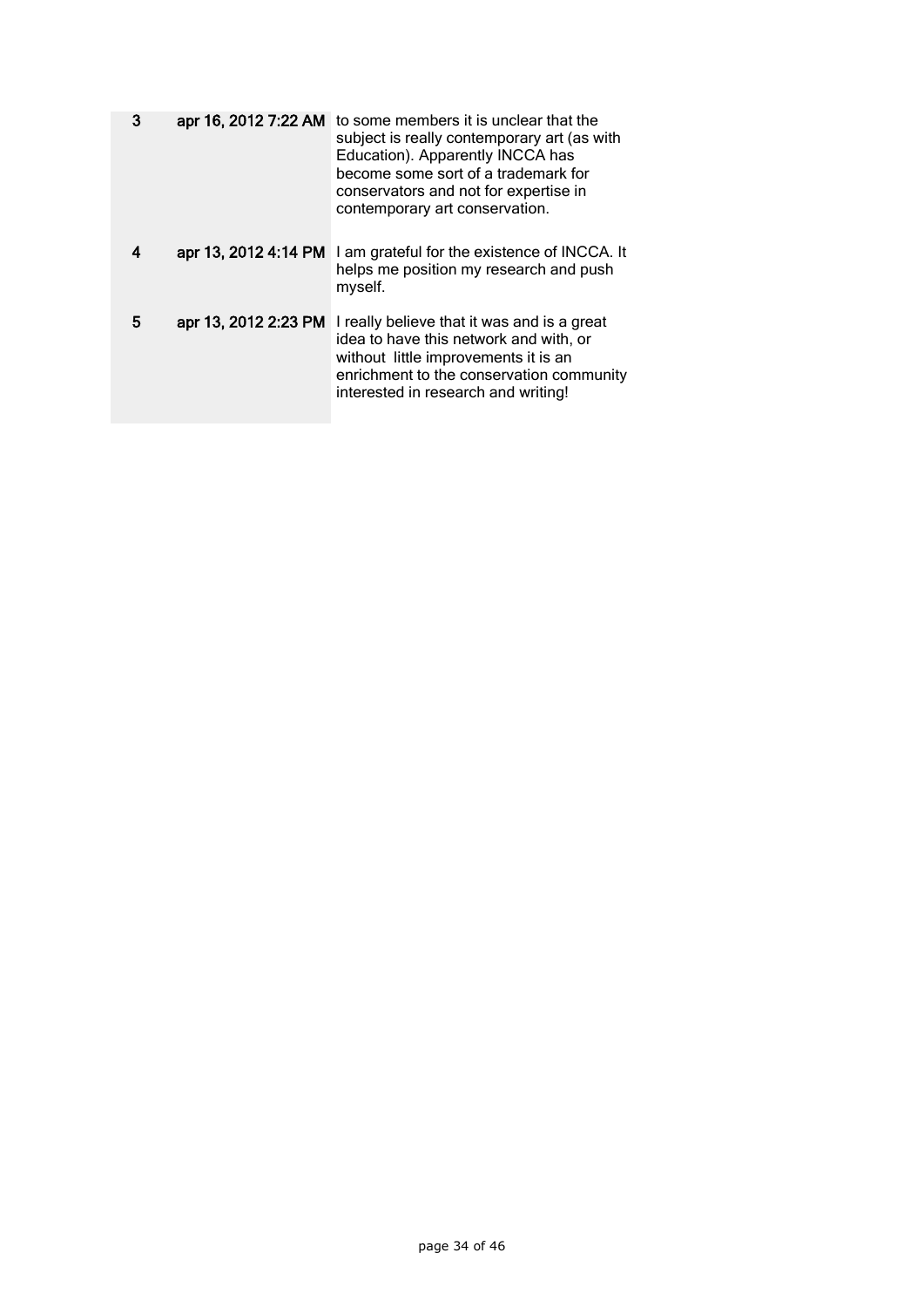| | | |
|---|---|---|
| 3 | apr 16, 2012 7:22 AM | to some members it is unclear that the subject is really contemporary art (as with Education). Apparently INCCA has become some sort of a trademark for conservators and not for expertise in contemporary art conservation. |
| 4 | apr 13, 2012 4:14 PM | I am grateful for the existence of INCCA. It helps me position my research and push myself. |
| 5 | apr 13, 2012 2:23 PM | I really believe that it was and is a great idea to have this network and with, or without little improvements it is an enrichment to the conservation community interested in research and writing! |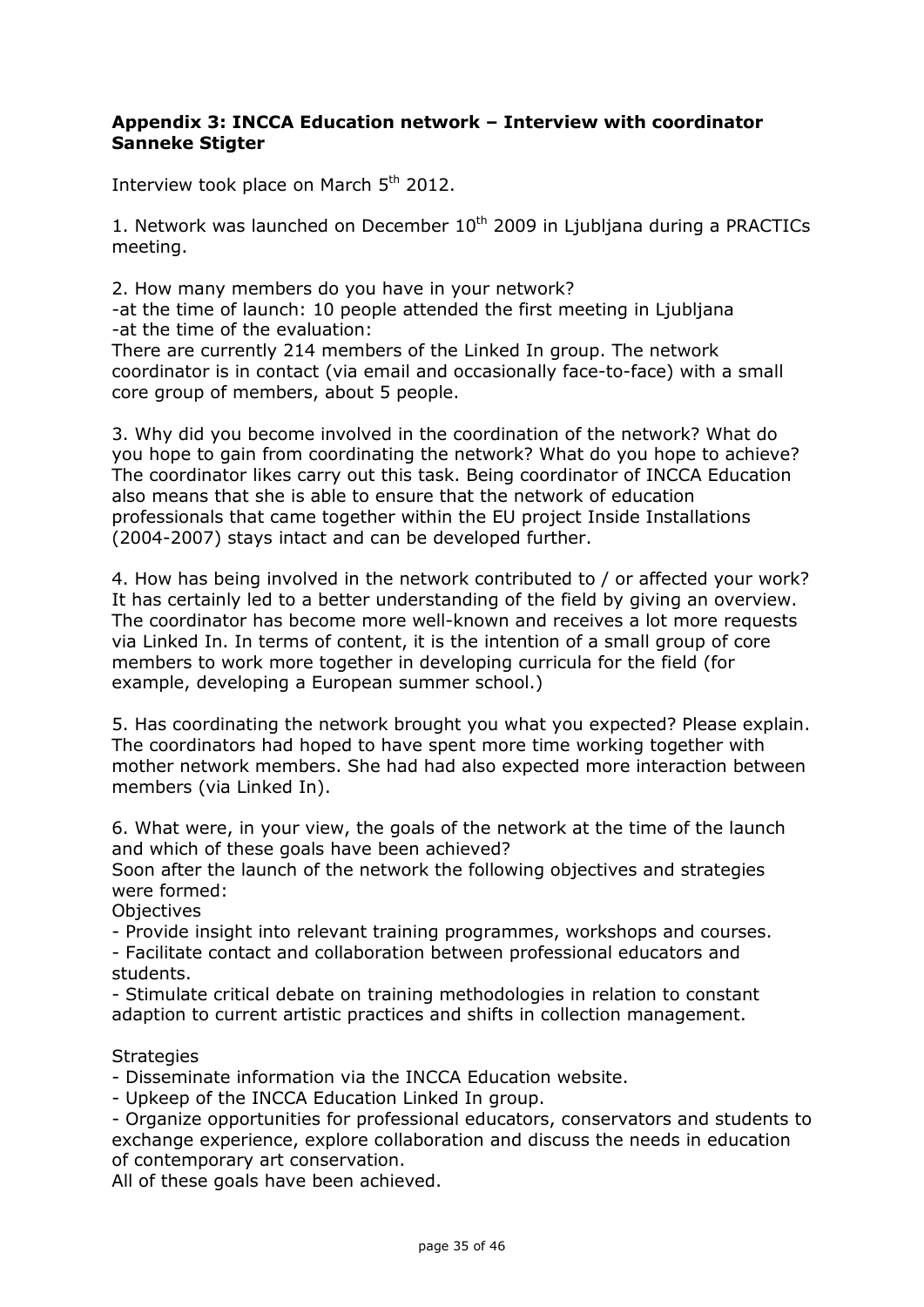**Appendix 3: INCCA Education network – Interview with coordinator Sanneke Stigter**

Interview took place on March 5th 2012.

1. Network was launched on December 10th 2009 in Ljubljana during a PRACTICs meeting.

2. How many members do you have in your network?
-at the time of launch: 10 people attended the first meeting in Ljubljana
-at the time of the evaluation:
There are currently 214 members of the Linked In group. The network coordinator is in contact (via email and occasionally face-to-face) with a small core group of members, about 5 people.

3. Why did you become involved in the coordination of the network? What do you hope to gain from coordinating the network? What do you hope to achieve?
The coordinator likes carry out this task. Being coordinator of INCCA Education also means that she is able to ensure that the network of education professionals that came together within the EU project Inside Installations (2004-2007) stays intact and can be developed further.

4. How has being involved in the network contributed to / or affected your work?
It has certainly led to a better understanding of the field by giving an overview. The coordinator has become more well-known and receives a lot more requests via Linked In. In terms of content, it is the intention of a small group of core members to work more together in developing curricula for the field (for example, developing a European summer school.)

5. Has coordinating the network brought you what you expected? Please explain.
The coordinators had hoped to have spent more time working together with mother network members. She had had also expected more interaction between members (via Linked In).

6. What were, in your view, the goals of the network at the time of the launch and which of these goals have been achieved?
Soon after the launch of the network the following objectives and strategies were formed:
Objectives
- Provide insight into relevant training programmes, workshops and courses.
- Facilitate contact and collaboration between professional educators and students.
- Stimulate critical debate on training methodologies in relation to constant adaption to current artistic practices and shifts in collection management.

Strategies
- Disseminate information via the INCCA Education website.
- Upkeep of the INCCA Education Linked In group.
- Organize opportunities for professional educators, conservators and students to exchange experience, explore collaboration and discuss the needs in education of contemporary art conservation.
All of these goals have been achieved.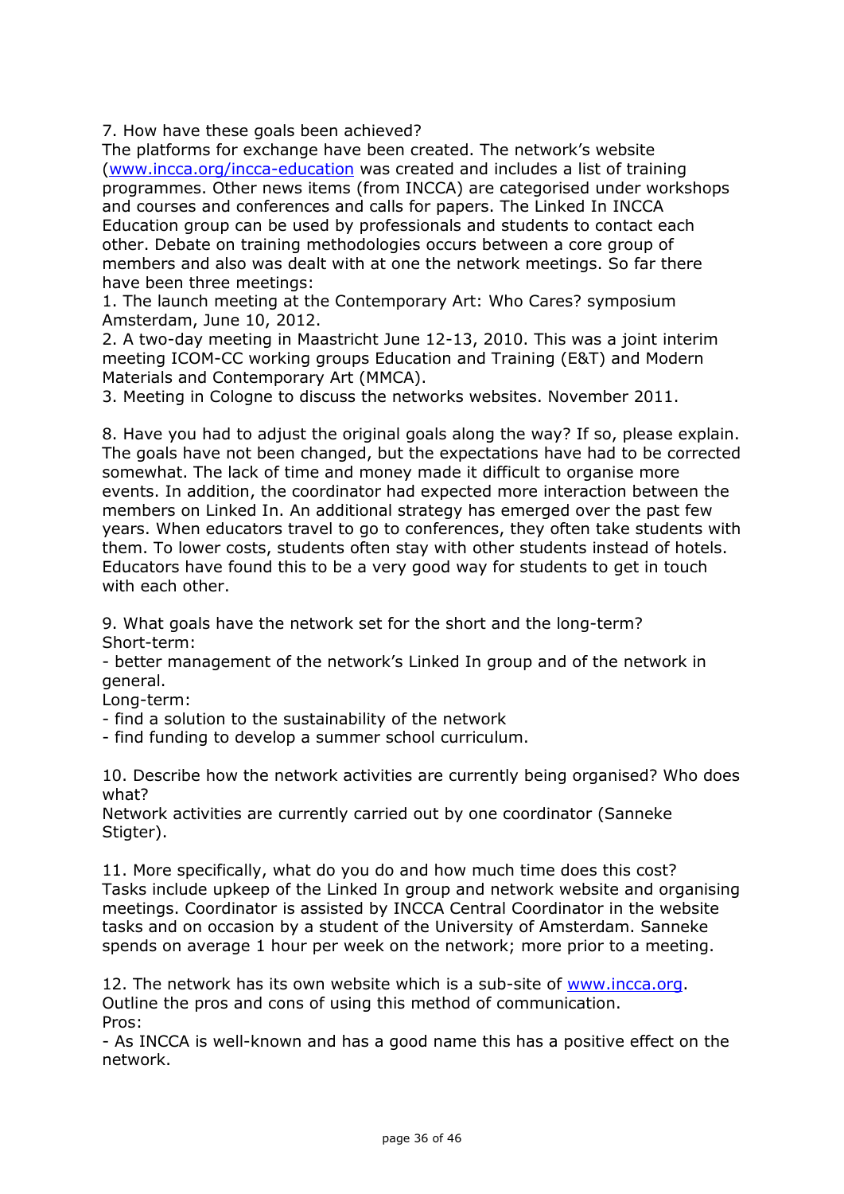7. How have these goals been achieved?
The platforms for exchange have been created. The network's website (www.incca.org/incca-education was created and includes a list of training programmes. Other news items (from INCCA) are categorised under workshops and courses and conferences and calls for papers. The Linked In INCCA Education group can be used by professionals and students to contact each other. Debate on training methodologies occurs between a core group of members and also was dealt with at one the network meetings. So far there have been three meetings:
1. The launch meeting at the Contemporary Art: Who Cares? symposium Amsterdam, June 10, 2012.
2. A two-day meeting in Maastricht June 12-13, 2010. This was a joint interim meeting ICOM-CC working groups Education and Training (E&T) and Modern Materials and Contemporary Art (MMCA).
3. Meeting in Cologne to discuss the networks websites. November 2011.

8. Have you had to adjust the original goals along the way? If so, please explain.
The goals have not been changed, but the expectations have had to be corrected somewhat. The lack of time and money made it difficult to organise more events. In addition, the coordinator had expected more interaction between the members on Linked In. An additional strategy has emerged over the past few years. When educators travel to go to conferences, they often take students with them. To lower costs, students often stay with other students instead of hotels. Educators have found this to be a very good way for students to get in touch with each other.

9. What goals have the network set for the short and the long-term?
Short-term:
- better management of the network's Linked In group and of the network in general.
Long-term:
- find a solution to the sustainability of the network
- find funding to develop a summer school curriculum.

10. Describe how the network activities are currently being organised? Who does what?
Network activities are currently carried out by one coordinator (Sanneke Stigter).

11. More specifically, what do you do and how much time does this cost?
Tasks include upkeep of the Linked In group and network website and organising meetings. Coordinator is assisted by INCCA Central Coordinator in the website tasks and on occasion by a student of the University of Amsterdam. Sanneke spends on average 1 hour per week on the network; more prior to a meeting.

12. The network has its own website which is a sub-site of www.incca.org. Outline the pros and cons of using this method of communication.
Pros:
- As INCCA is well-known and has a good name this has a positive effect on the network.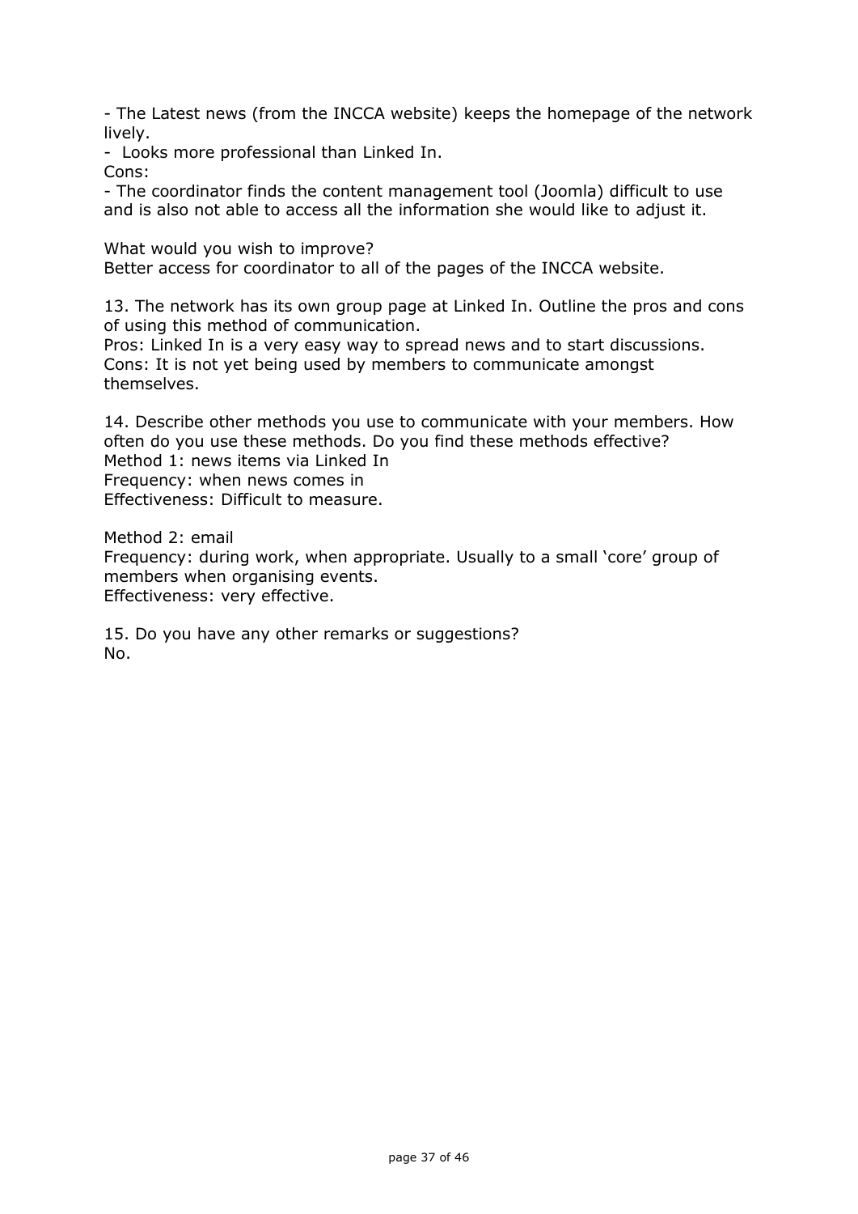- The Latest news (from the INCCA website) keeps the homepage of the network lively.
- Looks more professional than Linked In.

Cons:

- The coordinator finds the content management tool (Joomla) difficult to use and is also not able to access all the information she would like to adjust it.

What would you wish to improve?
Better access for coordinator to all of the pages of the INCCA website.

13. The network has its own group page at Linked In. Outline the pros and cons of using this method of communication.
Pros: Linked In is a very easy way to spread news and to start discussions.
Cons: It is not yet being used by members to communicate amongst themselves.

14. Describe other methods you use to communicate with your members. How often do you use these methods. Do you find these methods effective?
Method 1: news items via Linked In
Frequency: when news comes in
Effectiveness: Difficult to measure.

Method 2: email
Frequency: during work, when appropriate. Usually to a small 'core' group of members when organising events.
Effectiveness: very effective.

15. Do you have any other remarks or suggestions?
No.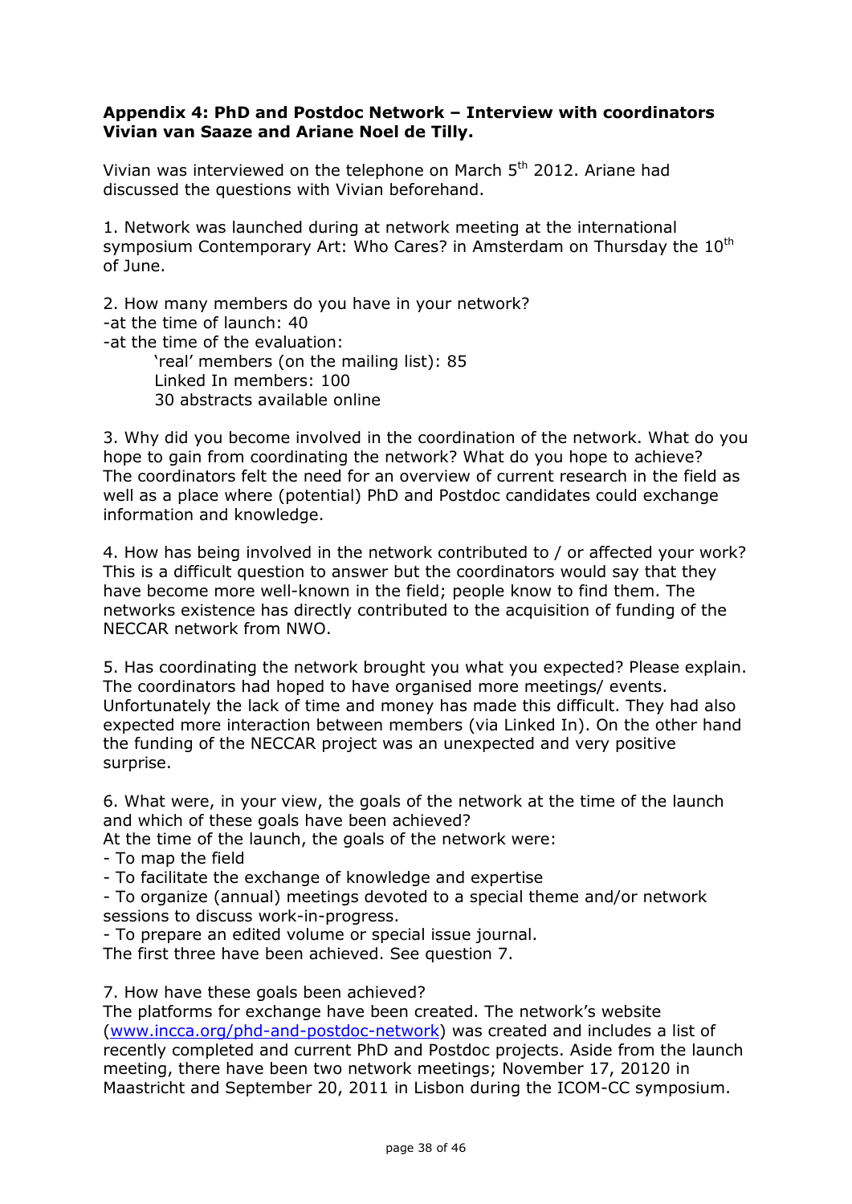**Appendix 4: PhD and Postdoc Network – Interview with coordinators Vivian van Saaze and Ariane Noel de Tilly.**

Vivian was interviewed on the telephone on March 5th 2012. Ariane had discussed the questions with Vivian beforehand.

1. Network was launched during at network meeting at the international symposium Contemporary Art: Who Cares? in Amsterdam on Thursday the 10th of June.

2. How many members do you have in your network?
-at the time of launch: 40
-at the time of the evaluation:
  'real' members (on the mailing list): 85
  Linked In members: 100
  30 abstracts available online

3. Why did you become involved in the coordination of the network. What do you hope to gain from coordinating the network? What do you hope to achieve?
The coordinators felt the need for an overview of current research in the field as well as a place where (potential) PhD and Postdoc candidates could exchange information and knowledge.

4. How has being involved in the network contributed to / or affected your work?
This is a difficult question to answer but the coordinators would say that they have become more well-known in the field; people know to find them. The networks existence has directly contributed to the acquisition of funding of the NECCAR network from NWO.

5. Has coordinating the network brought you what you expected? Please explain.
The coordinators had hoped to have organised more meetings/ events. Unfortunately the lack of time and money has made this difficult. They had also expected more interaction between members (via Linked In). On the other hand the funding of the NECCAR project was an unexpected and very positive surprise.

6. What were, in your view, the goals of the network at the time of the launch and which of these goals have been achieved?
At the time of the launch, the goals of the network were:
- To map the field
- To facilitate the exchange of knowledge and expertise
- To organize (annual) meetings devoted to a special theme and/or network sessions to discuss work-in-progress.
- To prepare an edited volume or special issue journal.
The first three have been achieved. See question 7.

7. How have these goals been achieved?
The platforms for exchange have been created. The network's website ([www.incca.org/phd-and-postdoc-network](www.incca.org/phd-and-postdoc-network)) was created and includes a list of recently completed and current PhD and Postdoc projects. Aside from the launch meeting, there have been two network meetings; November 17, 20120 in Maastricht and September 20, 2011 in Lisbon during the ICOM-CC symposium.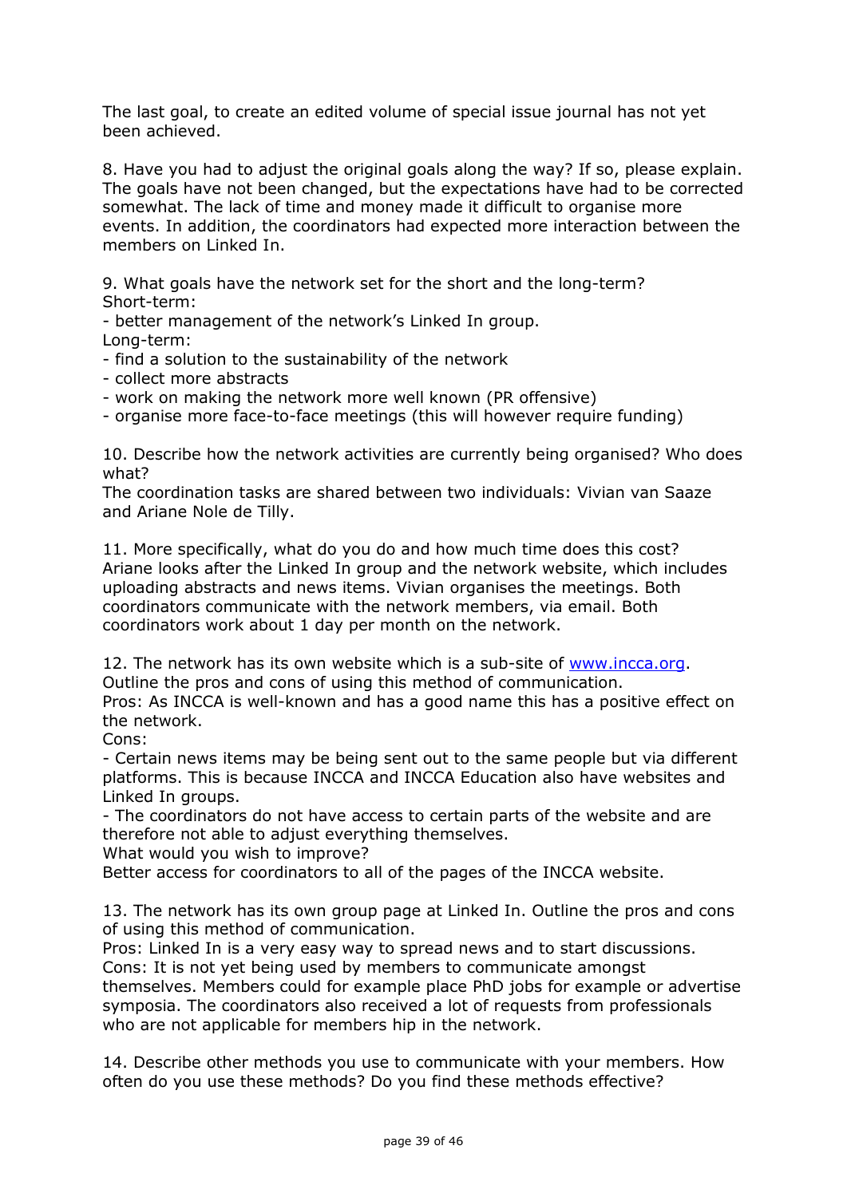The last goal, to create an edited volume of special issue journal has not yet been achieved.

8. Have you had to adjust the original goals along the way? If so, please explain.
The goals have not been changed, but the expectations have had to be corrected somewhat. The lack of time and money made it difficult to organise more events. In addition, the coordinators had expected more interaction between the members on Linked In.

9. What goals have the network set for the short and the long-term?
Short-term:
- better management of the network's Linked In group.

Long-term:
- find a solution to the sustainability of the network
- collect more abstracts
- work on making the network more well known (PR offensive)
- organise more face-to-face meetings (this will however require funding)

10. Describe how the network activities are currently being organised? Who does what?
The coordination tasks are shared between two individuals: Vivian van Saaze and Ariane Nole de Tilly.

11. More specifically, what do you do and how much time does this cost?
Ariane looks after the Linked In group and the network website, which includes uploading abstracts and news items. Vivian organises the meetings. Both coordinators communicate with the network members, via email. Both coordinators work about 1 day per month on the network.

12. The network has its own website which is a sub-site of www.incca.org. Outline the pros and cons of using this method of communication.
Pros: As INCCA is well-known and has a good name this has a positive effect on the network.
Cons:
- Certain news items may be being sent out to the same people but via different platforms. This is because INCCA and INCCA Education also have websites and Linked In groups.
- The coordinators do not have access to certain parts of the website and are therefore not able to adjust everything themselves.

What would you wish to improve?
Better access for coordinators to all of the pages of the INCCA website.

13. The network has its own group page at Linked In. Outline the pros and cons of using this method of communication.
Pros: Linked In is a very easy way to spread news and to start discussions.
Cons: It is not yet being used by members to communicate amongst themselves. Members could for example place PhD jobs for example or advertise symposia. The coordinators also received a lot of requests from professionals who are not applicable for members hip in the network.

14. Describe other methods you use to communicate with your members. How often do you use these methods? Do you find these methods effective?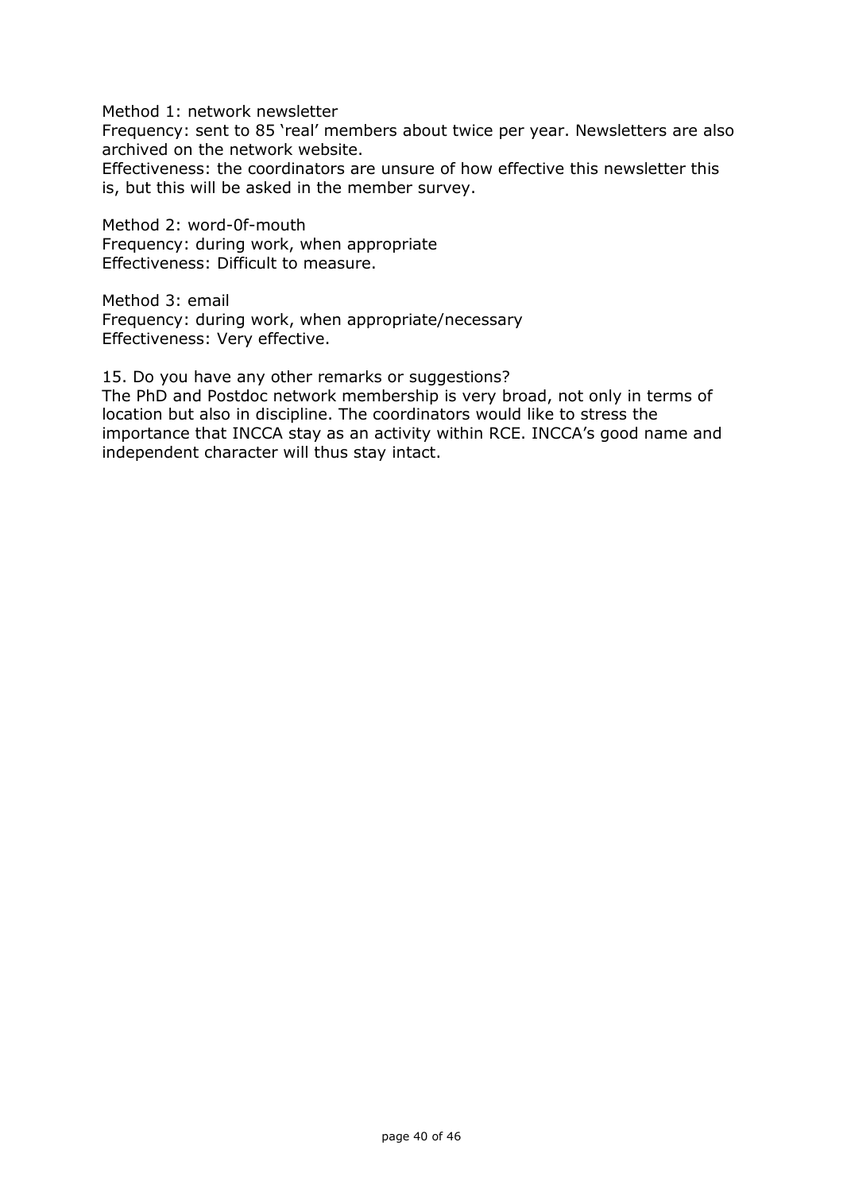Method 1: network newsletter
Frequency: sent to 85 'real' members about twice per year. Newsletters are also archived on the network website.
Effectiveness: the coordinators are unsure of how effective this newsletter this is, but this will be asked in the member survey.

Method 2: word-0f-mouth
Frequency: during work, when appropriate
Effectiveness: Difficult to measure.

Method 3: email
Frequency: during work, when appropriate/necessary
Effectiveness: Very effective.

15. Do you have any other remarks or suggestions?
The PhD and Postdoc network membership is very broad, not only in terms of location but also in discipline. The coordinators would like to stress the importance that INCCA stay as an activity within RCE. INCCA's good name and independent character will thus stay intact.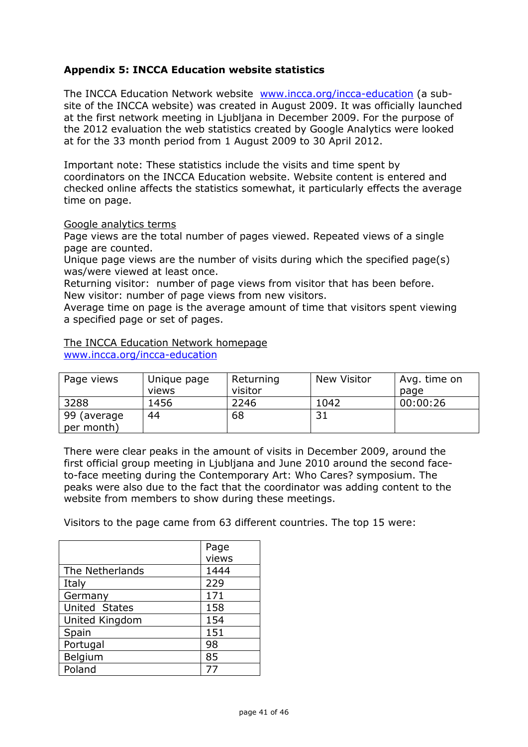**Appendix 5: INCCA Education website statistics**

The INCCA Education Network website [www.incca.org/incca-education](www.incca.org/incca-education) (a sub-site of the INCCA website) was created in August 2009. It was officially launched at the first network meeting in Ljubljana in December 2009. For the purpose of the 2012 evaluation the web statistics created by Google Analytics were looked at for the 33 month period from 1 August 2009 to 30 April 2012.

Important note: These statistics include the visits and time spent by coordinators on the INCCA Education website. Website content is entered and checked online affects the statistics somewhat, it particularly effects the average time on page.

Google analytics terms

Page views are the total number of pages viewed. Repeated views of a single page are counted.

Unique page views are the number of visits during which the specified page(s) was/were viewed at least once.

Returning visitor: number of page views from visitor that has been before.

New visitor: number of page views from new visitors.

Average time on page is the average amount of time that visitors spent viewing a specified page or set of pages.

The INCCA Education Network homepage

[www.incca.org/incca-education](www.incca.org/incca-education)

| Page views | Unique page views | Returning visitor | New Visitor | Avg. time on page |
|---|---|---|---|---|
| 3288 | 1456 | 2246 | 1042 | 00:00:26 |
| 99 (average per month) | 44 | 68 | 31 | |

There were clear peaks in the amount of visits in December 2009, around the first official group meeting in Ljubljana and June 2010 around the second face-to-face meeting during the Contemporary Art: Who Cares? symposium. The peaks were also due to the fact that the coordinator was adding content to the website from members to show during these meetings.

Visitors to the page came from 63 different countries. The top 15 were:

| | Page views |
|---|---|
| The Netherlands | 1444 |
| Italy | 229 |
| Germany | 171 |
| United States | 158 |
| United Kingdom | 154 |
| Spain | 151 |
| Portugal | 98 |
| Belgium | 85 |
| Poland | 77 |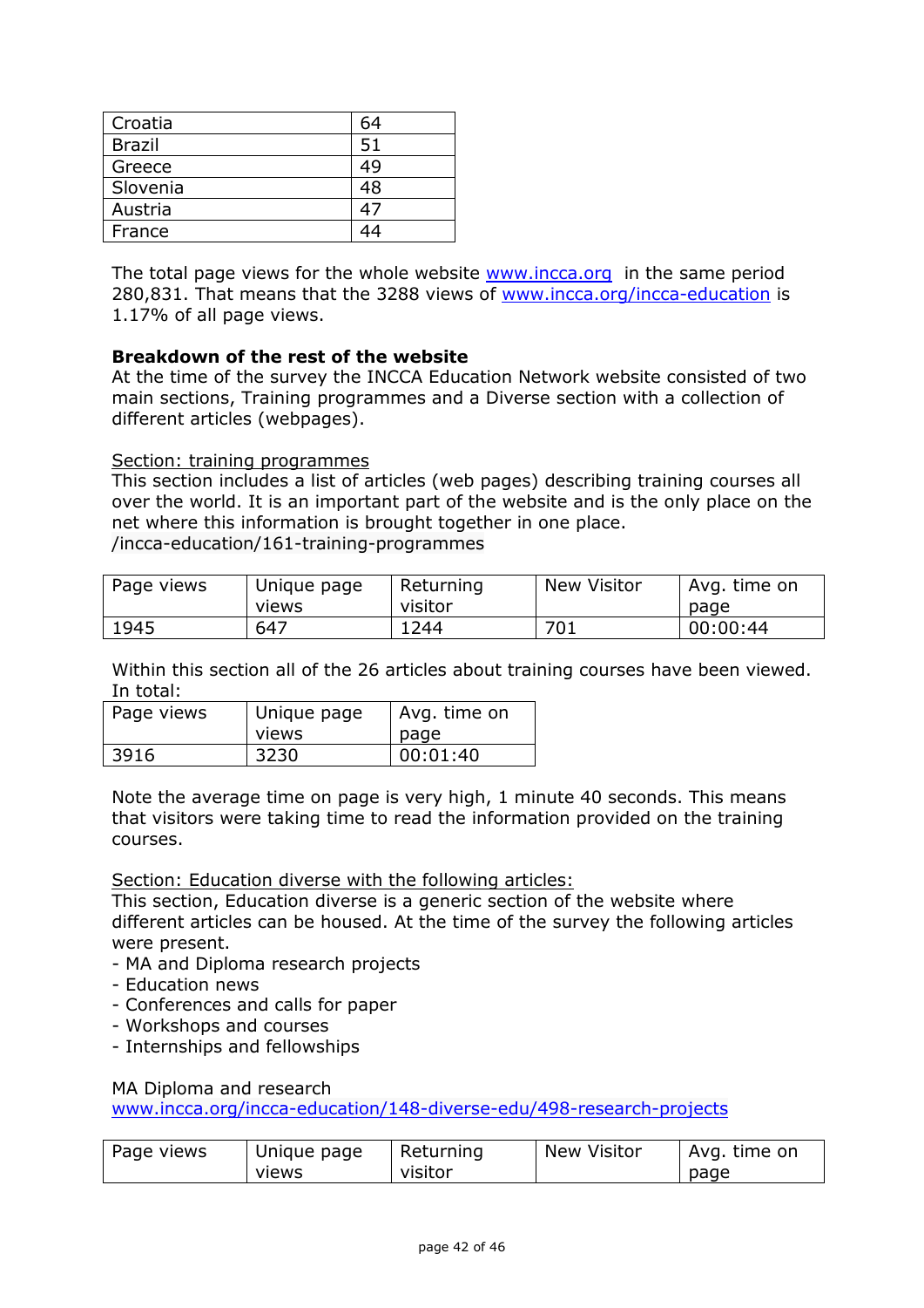| Croatia | 64 |
|---|---|
| Brazil | 51 |
| Greece | 49 |
| Slovenia | 48 |
| Austria | 47 |
| France | 44 |

The total page views for the whole website www.incca.org in the same period 280,831. That means that the 3288 views of www.incca.org/incca-education is 1.17% of all page views.

**Breakdown of the rest of the website**

At the time of the survey the INCCA Education Network website consisted of two main sections, Training programmes and a Diverse section with a collection of different articles (webpages).

Section: training programmes

This section includes a list of articles (web pages) describing training courses all over the world. It is an important part of the website and is the only place on the net where this information is brought together in one place.
/incca-education/161-training-programmes

| Page views | Unique page views | Returning visitor | New Visitor | Avg. time on page |
|---|---|---|---|---|
| 1945 | 647 | 1244 | 701 | 00:00:44 |

Within this section all of the 26 articles about training courses have been viewed. In total:

| Page views | Unique page views | Avg. time on page |
|---|---|---|
| 3916 | 3230 | 00:01:40 |

Note the average time on page is very high, 1 minute 40 seconds. This means that visitors were taking time to read the information provided on the training courses.

Section: Education diverse with the following articles:

This section, Education diverse is a generic section of the website where different articles can be housed. At the time of the survey the following articles were present.

- MA and Diploma research projects
- Education news
- Conferences and calls for paper
- Workshops and courses
- Internships and fellowships

MA Diploma and research
www.incca.org/incca-education/148-diverse-edu/498-research-projects

| Page views | Unique page views | Returning visitor | New Visitor | Avg. time on page |
|---|---|---|---|---|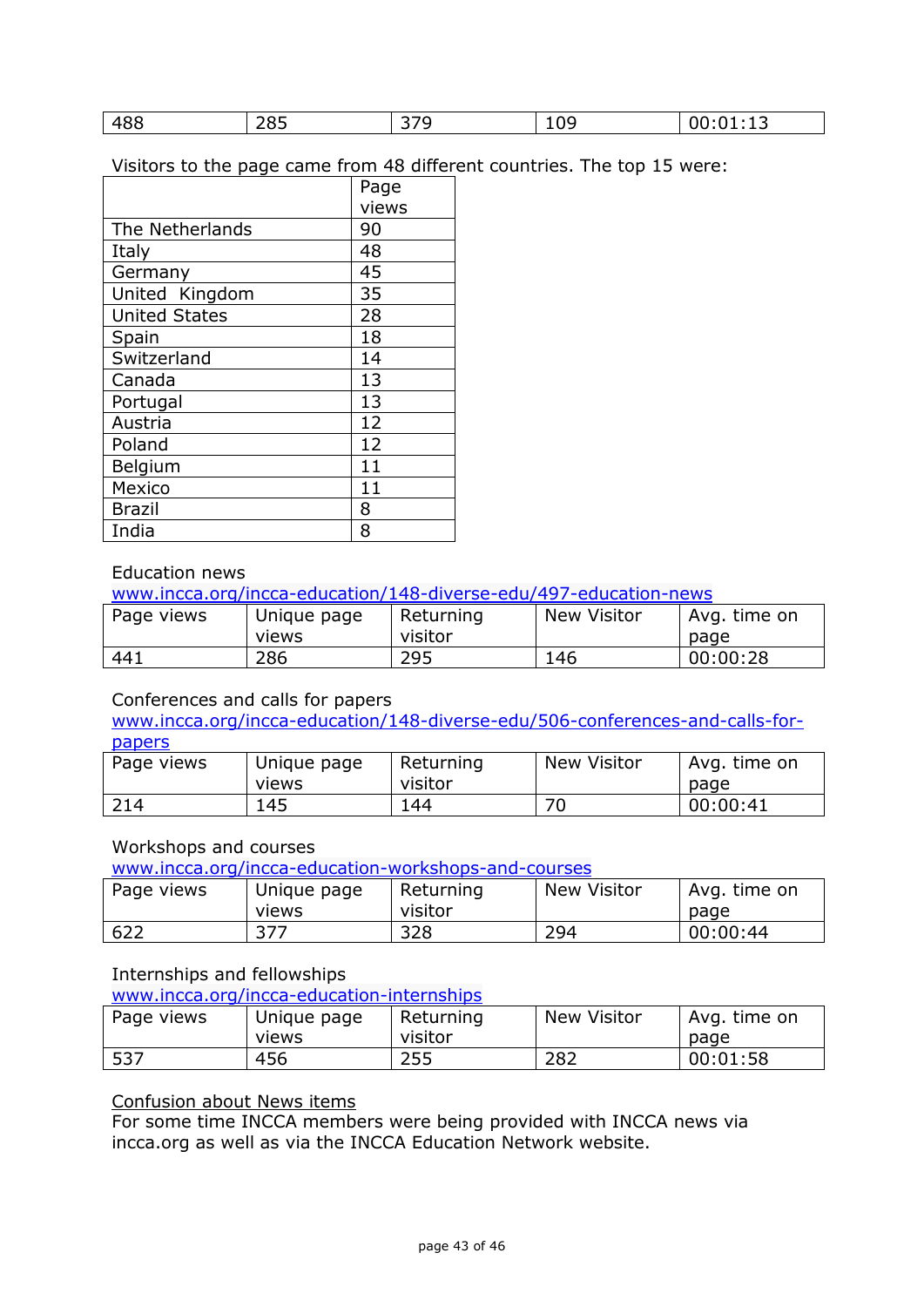| 488 | 285 | 379 | 109 | 00:01:13 |
|---|---|---|---|---|

Visitors to the page came from 48 different countries. The top 15 were:

| | Page views |
|---|---|
| The Netherlands | 90 |
| Italy | 48 |
| Germany | 45 |
| United Kingdom | 35 |
| United States | 28 |
| Spain | 18 |
| Switzerland | 14 |
| Canada | 13 |
| Portugal | 13 |
| Austria | 12 |
| Poland | 12 |
| Belgium | 11 |
| Mexico | 11 |
| Brazil | 8 |
| India | 8 |

Education news
[www.incca.org/incca-education/148-diverse-edu/497-education-news](www.incca.org/incca-education/148-diverse-edu/497-education-news)

| Page views | Unique page views | Returning visitor | New Visitor | Avg. time on page |
|---|---|---|---|---|
| 441 | 286 | 295 | 146 | 00:00:28 |

Conferences and calls for papers
[www.incca.org/incca-education/148-diverse-edu/506-conferences-and-calls-for-papers](www.incca.org/incca-education/148-diverse-edu/506-conferences-and-calls-for-papers)

| Page views | Unique page views | Returning visitor | New Visitor | Avg. time on page |
|---|---|---|---|---|
| 214 | 145 | 144 | 70 | 00:00:41 |

Workshops and courses
[www.incca.org/incca-education-workshops-and-courses](www.incca.org/incca-education-workshops-and-courses)

| Page views | Unique page views | Returning visitor | New Visitor | Avg. time on page |
|---|---|---|---|---|
| 622 | 377 | 328 | 294 | 00:00:44 |

Internships and fellowships
[www.incca.org/incca-education-internships](www.incca.org/incca-education-internships)

| Page views | Unique page views | Returning visitor | New Visitor | Avg. time on page |
|---|---|---|---|---|
| 537 | 456 | 255 | 282 | 00:01:58 |

Confusion about News items
For some time INCCA members were being provided with INCCA news via incca.org as well as via the INCCA Education Network website.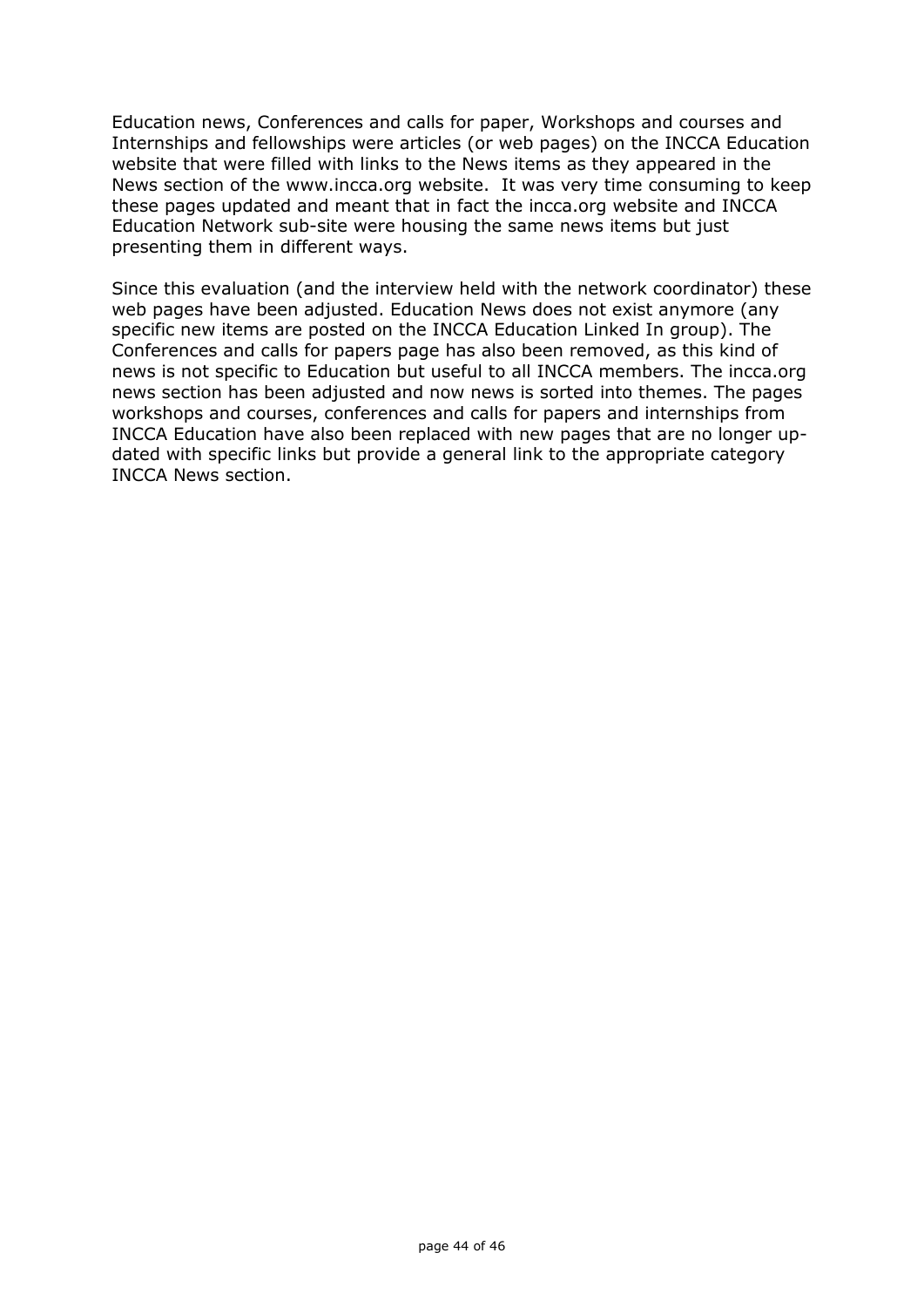Education news, Conferences and calls for paper, Workshops and courses and Internships and fellowships were articles (or web pages) on the INCCA Education website that were filled with links to the News items as they appeared in the News section of the www.incca.org website. It was very time consuming to keep these pages updated and meant that in fact the incca.org website and INCCA Education Network sub-site were housing the same news items but just presenting them in different ways.

Since this evaluation (and the interview held with the network coordinator) these web pages have been adjusted. Education News does not exist anymore (any specific new items are posted on the INCCA Education Linked In group). The Conferences and calls for papers page has also been removed, as this kind of news is not specific to Education but useful to all INCCA members. The incca.org news section has been adjusted and now news is sorted into themes. The pages workshops and courses, conferences and calls for papers and internships from INCCA Education have also been replaced with new pages that are no longer up-dated with specific links but provide a general link to the appropriate category INCCA News section.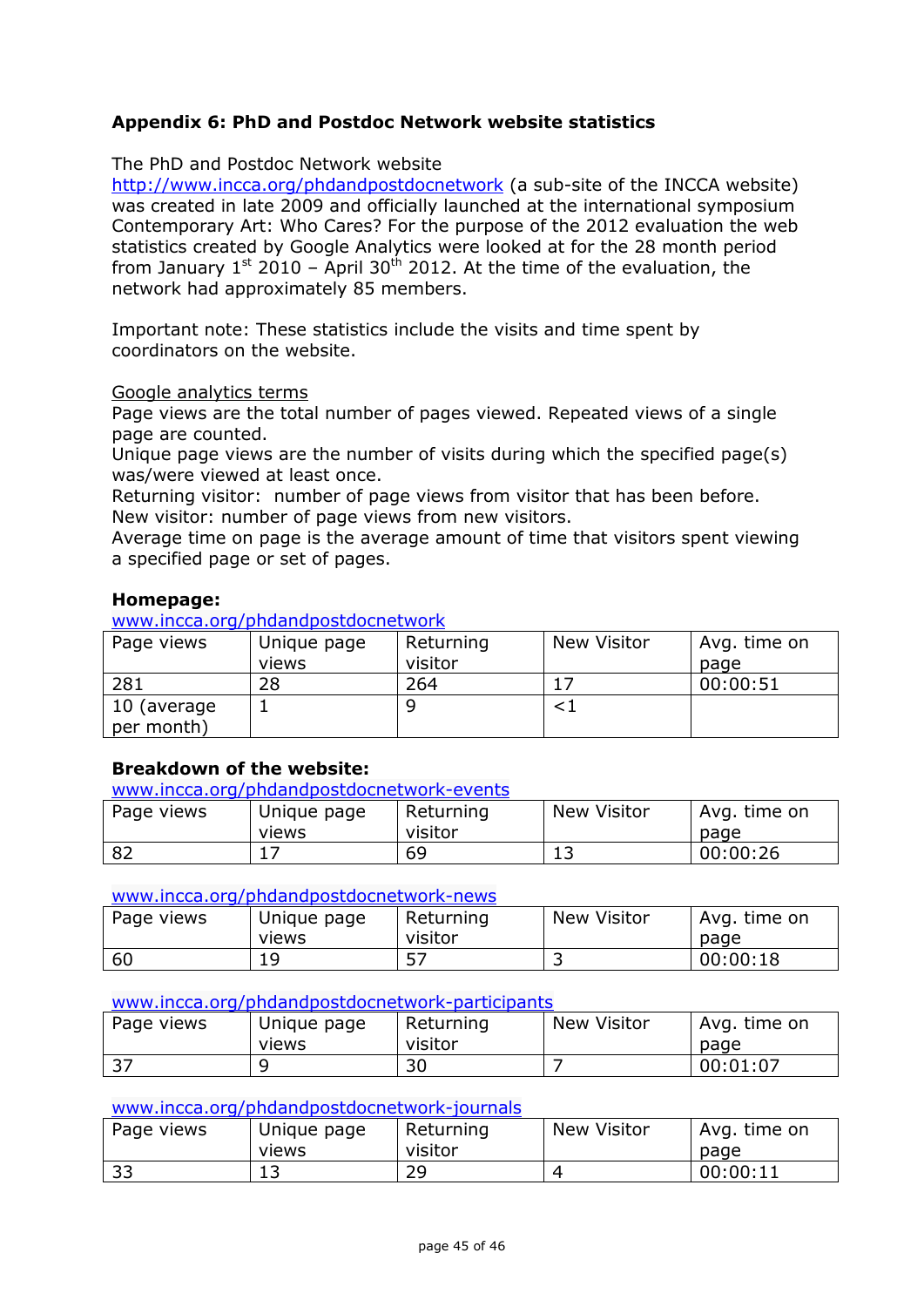**Appendix 6: PhD and Postdoc Network website statistics**

The PhD and Postdoc Network website http://www.incca.org/phdandpostdocnetwork (a sub-site of the INCCA website) was created in late 2009 and officially launched at the international symposium Contemporary Art: Who Cares? For the purpose of the 2012 evaluation the web statistics created by Google Analytics were looked at for the 28 month period from January 1st 2010 – April 30th 2012. At the time of the evaluation, the network had approximately 85 members.

Important note: These statistics include the visits and time spent by coordinators on the website.

Google analytics terms
Page views are the total number of pages viewed. Repeated views of a single page are counted.
Unique page views are the number of visits during which the specified page(s) was/were viewed at least once.
Returning visitor: number of page views from visitor that has been before.
New visitor: number of page views from new visitors.
Average time on page is the average amount of time that visitors spent viewing a specified page or set of pages.

**Homepage:**
www.incca.org/phdandpostdocnetwork

| Page views | Unique page views | Returning visitor | New Visitor | Avg. time on page |
|---|---|---|---|---|
| 281 | 28 | 264 | 17 | 00:00:51 |
| 10 (average per month) | 1 | 9 | <1 | |

**Breakdown of the website:**
www.incca.org/phdandpostdocnetwork-events

| Page views | Unique page views | Returning visitor | New Visitor | Avg. time on page |
|---|---|---|---|---|
| 82 | 17 | 69 | 13 | 00:00:26 |

www.incca.org/phdandpostdocnetwork-news

| Page views | Unique page views | Returning visitor | New Visitor | Avg. time on page |
|---|---|---|---|---|
| 60 | 19 | 57 | 3 | 00:00:18 |

www.incca.org/phdandpostdocnetwork-participants

| Page views | Unique page views | Returning visitor | New Visitor | Avg. time on page |
|---|---|---|---|---|
| 37 | 9 | 30 | 7 | 00:01:07 |

www.incca.org/phdandpostdocnetwork-journals

| Page views | Unique page views | Returning visitor | New Visitor | Avg. time on page |
|---|---|---|---|---|
| 33 | 13 | 29 | 4 | 00:00:11 |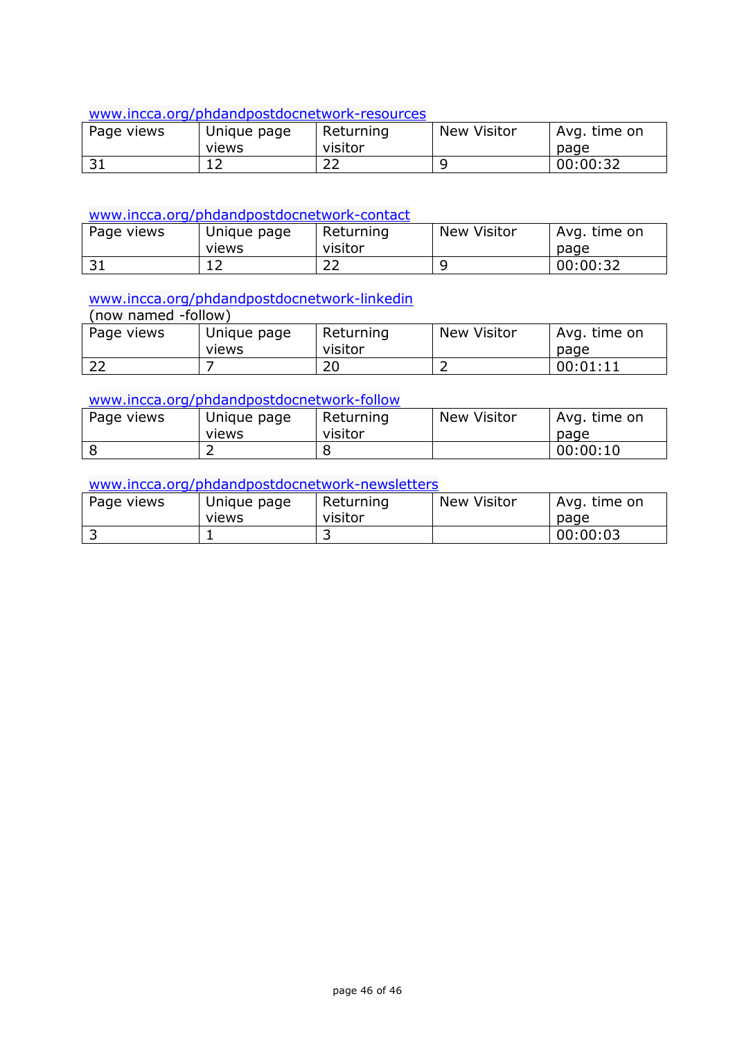www.incca.org/phdandpostdocnetwork-resources

| Page views | Unique page views | Returning visitor | New Visitor | Avg. time on page |
|---|---|---|---|---|
| 31 | 12 | 22 | 9 | 00:00:32 |

www.incca.org/phdandpostdocnetwork-contact

| Page views | Unique page views | Returning visitor | New Visitor | Avg. time on page |
|---|---|---|---|---|
| 31 | 12 | 22 | 9 | 00:00:32 |

www.incca.org/phdandpostdocnetwork-linkedin
(now named -follow)

| Page views | Unique page views | Returning visitor | New Visitor | Avg. time on page |
|---|---|---|---|---|
| 22 | 7 | 20 | 2 | 00:01:11 |

www.incca.org/phdandpostdocnetwork-follow

| Page views | Unique page views | Returning visitor | New Visitor | Avg. time on page |
|---|---|---|---|---|
| 8 | 2 | 8 | | 00:00:10 |

www.incca.org/phdandpostdocnetwork-newsletters

| Page views | Unique page views | Returning visitor | New Visitor | Avg. time on page |
|---|---|---|---|---|
| 3 | 1 | 3 | | 00:00:03 |